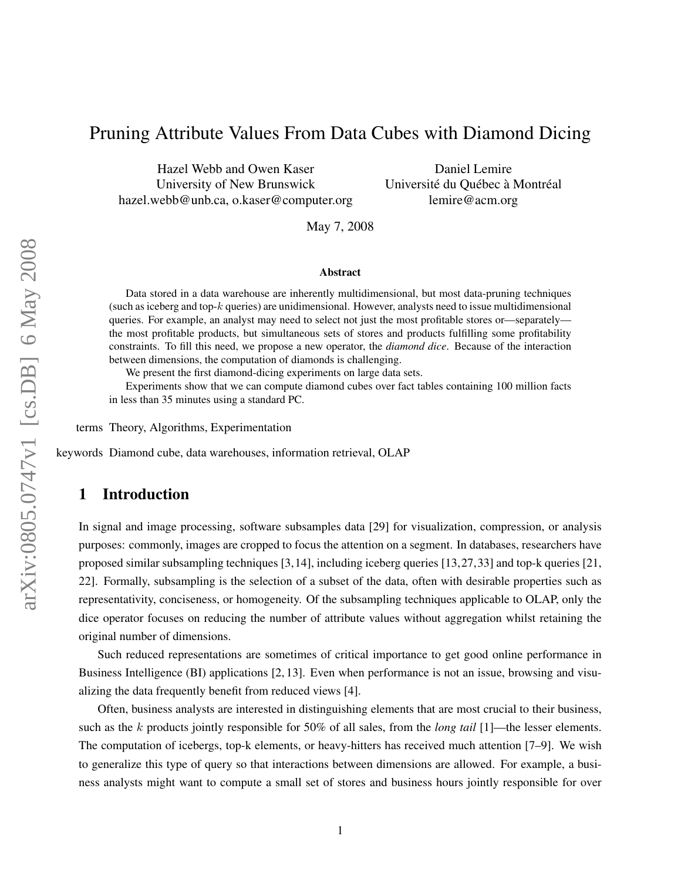# Pruning Attribute Values From Data Cubes with Diamond Dicing

Hazel Webb and Owen Kaser
University of New Brunswick
hazel.webb@unb.ca, o.kaser@computer.org

Daniel Lemire
Université du Québec à Montréal
lemire@acm.org

May 7, 2008

### Abstract

Data stored in a data warehouse are inherently multidimensional, but most data-pruning techniques (such as iceberg and top-$k$ queries) are unidimensional. However, analysts need to issue multidimensional queries. For example, an analyst may need to select not just the most profitable stores or—separately—the most profitable products, but simultaneous sets of stores and products fulfilling some profitability constraints. To fill this need, we propose a new operator, the *diamond dice*. Because of the interaction between dimensions, the computation of diamonds is challenging.

We present the first diamond-dicing experiments on large data sets.

Experiments show that we can compute diamond cubes over fact tables containing 100 million facts in less than 35 minutes using a standard PC.

terms Theory, Algorithms, Experimentation

keywords Diamond cube, data warehouses, information retrieval, OLAP

## 1 Introduction

In signal and image processing, software subsamples data [29] for visualization, compression, or analysis purposes: commonly, images are cropped to focus the attention on a segment. In databases, researchers have proposed similar subsampling techniques [3,14], including iceberg queries [13,27,33] and top-k queries [21, 22]. Formally, subsampling is the selection of a subset of the data, often with desirable properties such as representativity, conciseness, or homogeneity. Of the subsampling techniques applicable to OLAP, only the dice operator focuses on reducing the number of attribute values without aggregation whilst retaining the original number of dimensions.

Such reduced representations are sometimes of critical importance to get good online performance in Business Intelligence (BI) applications [2, 13]. Even when performance is not an issue, browsing and visualizing the data frequently benefit from reduced views [4].

Often, business analysts are interested in distinguishing elements that are most crucial to their business, such as the $k$ products jointly responsible for 50% of all sales, from the *long tail* [1]—the lesser elements. The computation of icebergs, top-k elements, or heavy-hitters has received much attention [7–9]. We wish to generalize this type of query so that interactions between dimensions are allowed. For example, a business analysts might want to compute a small set of stores and business hours jointly responsible for over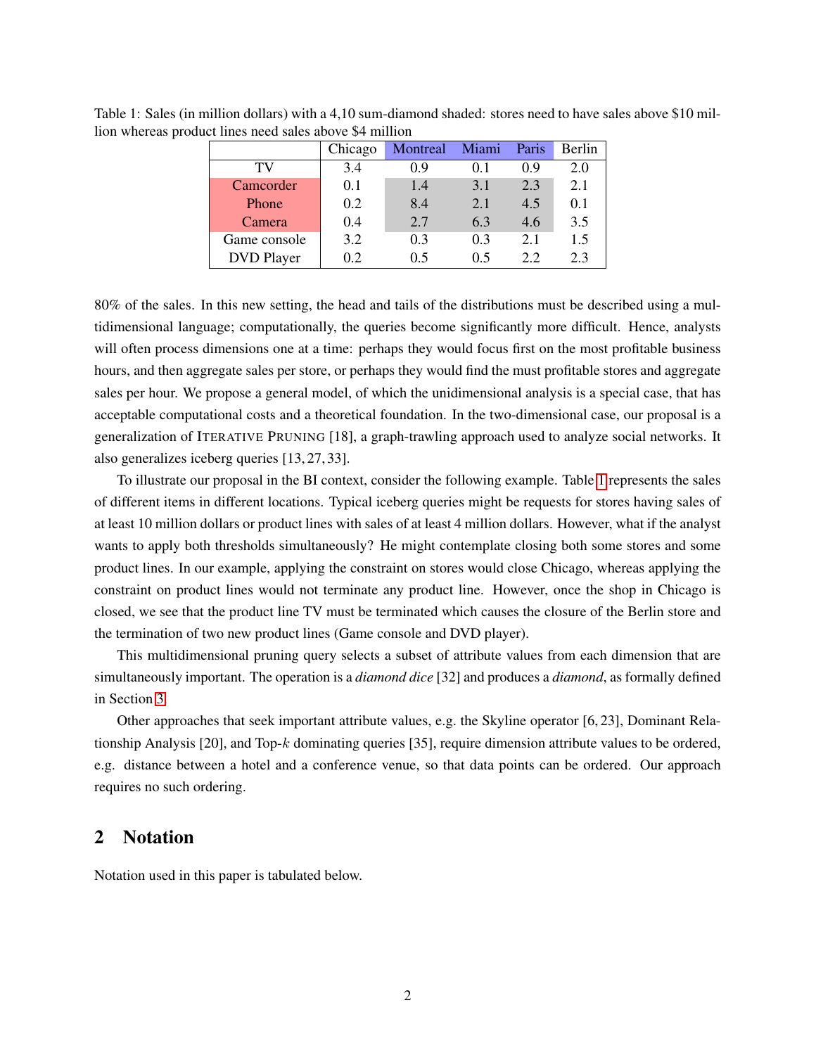Table 1: Sales (in million dollars) with a 4,10 sum-diamond shaded: stores need to have sales above \$10 million whereas product lines need sales above \$4 million

| | Chicago | Montreal | Miami | Paris | Berlin |
|---|---|---|---|---|---|
| TV | 3.4 | 0.9 | 0.1 | 0.9 | 2.0 |
| Camcorder | 0.1 | 1.4 | 3.1 | 2.3 | 2.1 |
| Phone | 0.2 | 8.4 | 2.1 | 4.5 | 0.1 |
| Camera | 0.4 | 2.7 | 6.3 | 4.6 | 3.5 |
| Game console | 3.2 | 0.3 | 0.3 | 2.1 | 1.5 |
| DVD Player | 0.2 | 0.5 | 0.5 | 2.2 | 2.3 |

80% of the sales. In this new setting, the head and tails of the distributions must be described using a multidimensional language; computationally, the queries become significantly more difficult. Hence, analysts will often process dimensions one at a time: perhaps they would focus first on the most profitable business hours, and then aggregate sales per store, or perhaps they would find the must profitable stores and aggregate sales per hour. We propose a general model, of which the unidimensional analysis is a special case, that has acceptable computational costs and a theoretical foundation. In the two-dimensional case, our proposal is a generalization of ITERATIVE PRUNING [18], a graph-trawling approach used to analyze social networks. It also generalizes iceberg queries [13, 27, 33].

To illustrate our proposal in the BI context, consider the following example. Table 1 represents the sales of different items in different locations. Typical iceberg queries might be requests for stores having sales of at least 10 million dollars or product lines with sales of at least 4 million dollars. However, what if the analyst wants to apply both thresholds simultaneously? He might contemplate closing both some stores and some product lines. In our example, applying the constraint on stores would close Chicago, whereas applying the constraint on product lines would not terminate any product line. However, once the shop in Chicago is closed, we see that the product line TV must be terminated which causes the closure of the Berlin store and the termination of two new product lines (Game console and DVD player).

This multidimensional pruning query selects a subset of attribute values from each dimension that are simultaneously important. The operation is a *diamond dice* [32] and produces a *diamond*, as formally defined in Section 3.

Other approaches that seek important attribute values, e.g. the Skyline operator [6, 23], Dominant Relationship Analysis [20], and Top-$k$ dominating queries [35], require dimension attribute values to be ordered, e.g. distance between a hotel and a conference venue, so that data points can be ordered. Our approach requires no such ordering.

## 2 Notation

Notation used in this paper is tabulated below.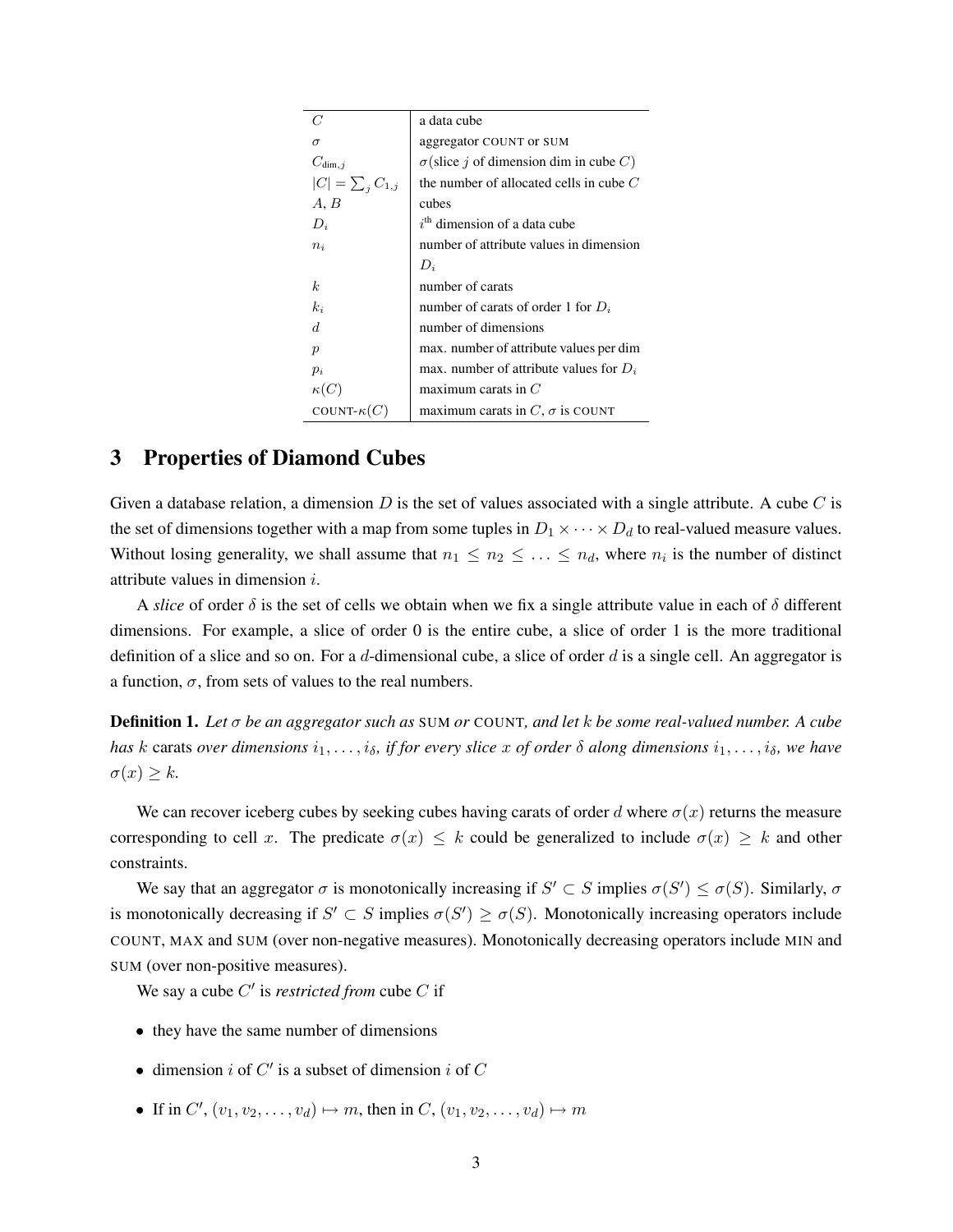| | |
|---|---|
| $C$ | a data cube |
| $\sigma$ | aggregator COUNT or SUM |
| $C_{\text{dim},j}$ | $\sigma$(slice $j$ of dimension dim in cube $C$) |
| $\lvert C\rvert = \sum_j C_{1,j}$ | the number of allocated cells in cube $C$ |
| $A, B$ | cubes |
| $D_i$ | $i^{\text{th}}$ dimension of a data cube |
| $n_i$ | number of attribute values in dimension $D_i$ |
| $k$ | number of carats |
| $k_i$ | number of carats of order 1 for $D_i$ |
| $d$ | number of dimensions |
| $p$ | max. number of attribute values per dim |
| $p_i$ | max. number of attribute values for $D_i$ |
| $\kappa(C)$ | maximum carats in $C$ |
| COUNT-$\kappa(C)$ | maximum carats in $C$, $\sigma$ is COUNT |

## 3 Properties of Diamond Cubes

Given a database relation, a dimension $D$ is the set of values associated with a single attribute. A cube $C$ is the set of dimensions together with a map from some tuples in $D_1 \times \cdots \times D_d$ to real-valued measure values. Without losing generality, we shall assume that $n_1 \leq n_2 \leq \ldots \leq n_d$, where $n_i$ is the number of distinct attribute values in dimension $i$.

A *slice* of order $\delta$ is the set of cells we obtain when we fix a single attribute value in each of $\delta$ different dimensions. For example, a slice of order 0 is the entire cube, a slice of order 1 is the more traditional definition of a slice and so on. For a $d$-dimensional cube, a slice of order $d$ is a single cell. An aggregator is a function, $\sigma$, from sets of values to the real numbers.

**Definition 1.** *Let $\sigma$ be an aggregator such as* SUM *or* COUNT*, and let $k$ be some real-valued number. A cube has $k$* carats *over dimensions $i_1, \ldots, i_\delta$, if for every slice $x$ of order $\delta$ along dimensions $i_1, \ldots, i_\delta$, we have $\sigma(x) \geq k$.*

We can recover iceberg cubes by seeking cubes having carats of order $d$ where $\sigma(x)$ returns the measure corresponding to cell $x$. The predicate $\sigma(x) \leq k$ could be generalized to include $\sigma(x) \geq k$ and other constraints.

We say that an aggregator $\sigma$ is monotonically increasing if $S' \subset S$ implies $\sigma(S') \leq \sigma(S)$. Similarly, $\sigma$ is monotonically decreasing if $S' \subset S$ implies $\sigma(S') \geq \sigma(S)$. Monotonically increasing operators include COUNT, MAX and SUM (over non-negative measures). Monotonically decreasing operators include MIN and SUM (over non-positive measures).

We say a cube $C'$ is *restricted from* cube $C$ if

- they have the same number of dimensions
- dimension $i$ of $C'$ is a subset of dimension $i$ of $C$
- If in $C'$, $(v_1, v_2, \ldots, v_d) \mapsto m$, then in $C$, $(v_1, v_2, \ldots, v_d) \mapsto m$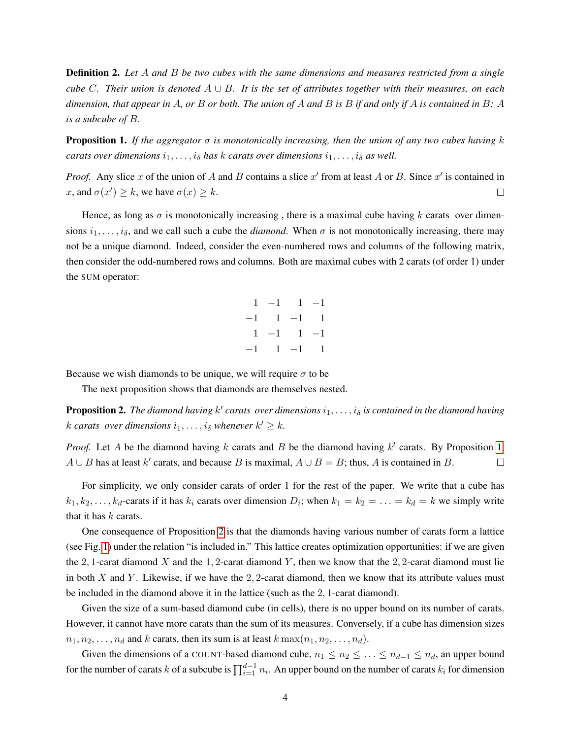**Definition 2.** *Let $A$ and $B$ be two cubes with the same dimensions and measures restricted from a single cube $C$. Their union is denoted $A \cup B$. It is the set of attributes together with their measures, on each dimension, that appear in $A$, or $B$ or both. The union of $A$ and $B$ is $B$ if and only if $A$ is contained in $B$: $A$ is a subcube of $B$.*

**Proposition 1.** *If the aggregator $\sigma$ is monotonically increasing, then the union of any two cubes having $k$ carats over dimensions $i_1, \ldots, i_\delta$ has $k$ carats over dimensions $i_1, \ldots, i_\delta$ as well.*

*Proof.* Any slice $x$ of the union of $A$ and $B$ contains a slice $x'$ from at least $A$ or $B$. Since $x'$ is contained in $x$, and $\sigma(x') \geq k$, we have $\sigma(x) \geq k$. $\square$

Hence, as long as $\sigma$ is monotonically increasing , there is a maximal cube having $k$ carats over dimensions $i_1, \ldots, i_\delta$, and we call such a cube the *diamond*. When $\sigma$ is not monotonically increasing, there may not be a unique diamond. Indeed, consider the even-numbered rows and columns of the following matrix, then consider the odd-numbered rows and columns. Both are maximal cubes with 2 carats (of order 1) under the SUM operator:

$$
\begin{array}{rrrr}
1 & -1 & 1 & -1 \\
-1 & 1 & -1 & 1 \\
1 & -1 & 1 & -1 \\
-1 & 1 & -1 & 1
\end{array}
$$

Because we wish diamonds to be unique, we will require $\sigma$ to be

The next proposition shows that diamonds are themselves nested.

**Proposition 2.** *The diamond having $k'$ carats over dimensions $i_1, \ldots, i_\delta$ is contained in the diamond having $k$ carats over dimensions $i_1, \ldots, i_\delta$ whenever $k' \geq k$.*

*Proof.* Let $A$ be the diamond having $k$ carats and $B$ be the diamond having $k'$ carats. By Proposition 1, $A \cup B$ has at least $k'$ carats, and because $B$ is maximal, $A \cup B = B$; thus, $A$ is contained in $B$. $\square$

For simplicity, we only consider carats of order 1 for the rest of the paper. We write that a cube has $k_1, k_2, \ldots, k_d$-carats if it has $k_i$ carats over dimension $D_i$; when $k_1 = k_2 = \ldots = k_d = k$ we simply write that it has $k$ carats.

One consequence of Proposition 2 is that the diamonds having various number of carats form a lattice (see Fig. 1) under the relation "is included in." This lattice creates optimization opportunities: if we are given the $2, 1$-carat diamond $X$ and the $1, 2$-carat diamond $Y$, then we know that the $2, 2$-carat diamond must lie in both $X$ and $Y$. Likewise, if we have the $2, 2$-carat diamond, then we know that its attribute values must be included in the diamond above it in the lattice (such as the $2, 1$-carat diamond).

Given the size of a sum-based diamond cube (in cells), there is no upper bound on its number of carats. However, it cannot have more carats than the sum of its measures. Conversely, if a cube has dimension sizes $n_1, n_2, \ldots, n_d$ and $k$ carats, then its sum is at least $k \max(n_1, n_2, \ldots, n_d)$.

Given the dimensions of a COUNT-based diamond cube, $n_1 \leq n_2 \leq \ldots \leq n_{d-1} \leq n_d$, an upper bound for the number of carats $k$ of a subcube is $\prod_{i=1}^{d-1} n_i$. An upper bound on the number of carats $k_i$ for dimension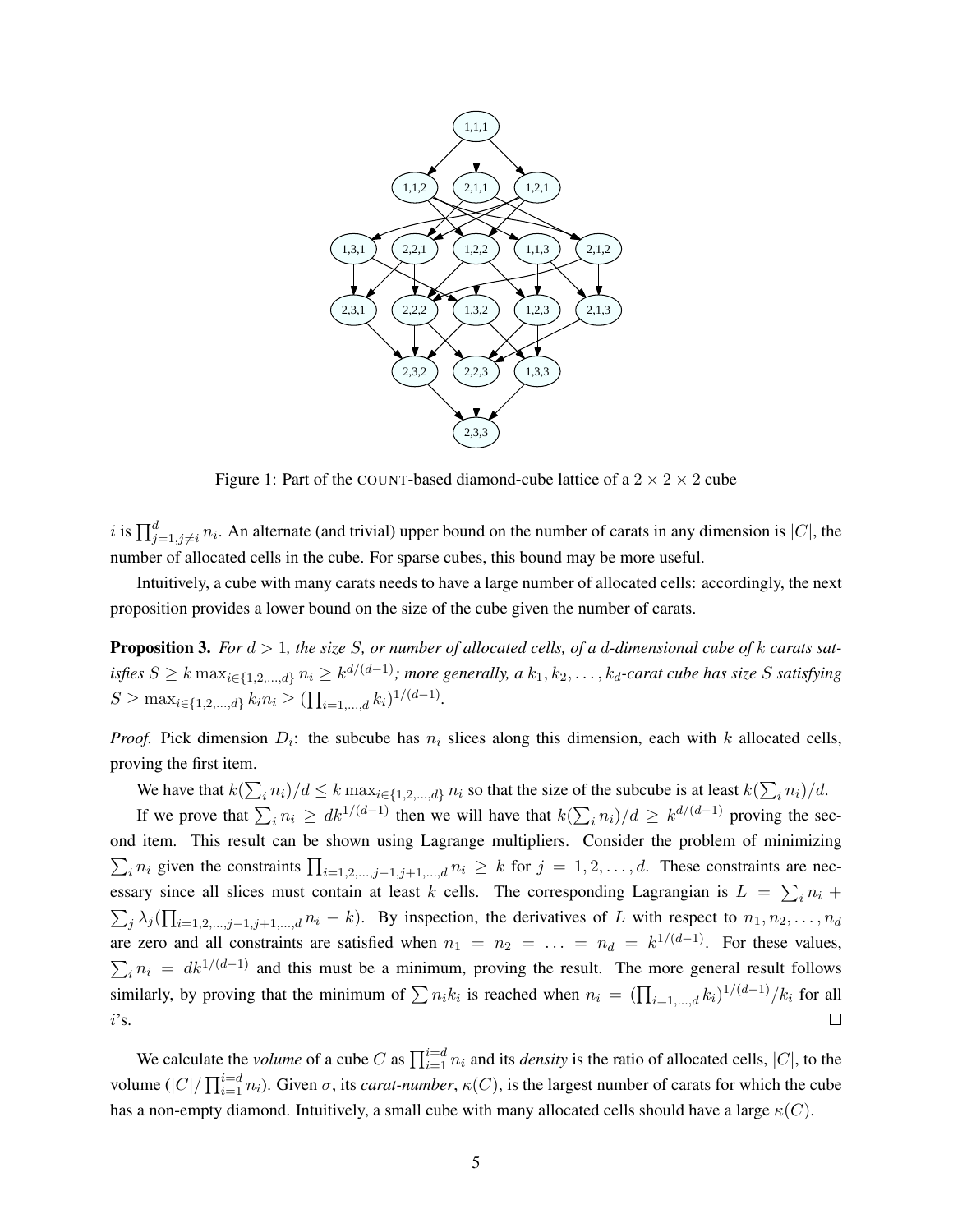Figure 1: Part of the COUNT-based diamond-cube lattice of a $2 \times 2 \times 2$ cube

$i$ is $\prod_{j=1,j\neq i}^{d} n_i$. An alternate (and trivial) upper bound on the number of carats in any dimension is $|C|$, the number of allocated cells in the cube. For sparse cubes, this bound may be more useful.

Intuitively, a cube with many carats needs to have a large number of allocated cells: accordingly, the next proposition provides a lower bound on the size of the cube given the number of carats.

**Proposition 3.** *For $d > 1$, the size $S$, or number of allocated cells, of a $d$-dimensional cube of $k$ carats satisfies $S \geq k \max_{i\in\{1,2,\ldots,d\}} n_i \geq k^{d/(d-1)}$; more generally, a $k_1, k_2, \ldots, k_d$-carat cube has size $S$ satisfying $S \geq \max_{i\in\{1,2,\ldots,d\}} k_i n_i \geq (\prod_{i=1,\ldots,d} k_i)^{1/(d-1)}$.*

*Proof.* Pick dimension $D_i$: the subcube has $n_i$ slices along this dimension, each with $k$ allocated cells, proving the first item.

We have that $k(\sum_i n_i)/d \leq k \max_{i\in\{1,2,\ldots,d\}} n_i$ so that the size of the subcube is at least $k(\sum_i n_i)/d$.

If we prove that $\sum_i n_i \geq dk^{1/(d-1)}$ then we will have that $k(\sum_i n_i)/d \geq k^{d/(d-1)}$ proving the second item. This result can be shown using Lagrange multipliers. Consider the problem of minimizing $\sum_i n_i$ given the constraints $\prod_{i=1,2,\ldots,j-1,j+1,\ldots,d} n_i \geq k$ for $j = 1, 2, \ldots, d$. These constraints are necessary since all slices must contain at least $k$ cells. The corresponding Lagrangian is $L = \sum_i n_i + \sum_j \lambda_j (\prod_{i=1,2,\ldots,j-1,j+1,\ldots,d} n_i - k)$. By inspection, the derivatives of $L$ with respect to $n_1, n_2, \ldots, n_d$ are zero and all constraints are satisfied when $n_1 = n_2 = \ldots = n_d = k^{1/(d-1)}$. For these values, $\sum_i n_i = dk^{1/(d-1)}$ and this must be a minimum, proving the result. The more general result follows similarly, by proving that the minimum of $\sum n_i k_i$ is reached when $n_i = (\prod_{i=1,\ldots,d} k_i)^{1/(d-1)}/k_i$ for all $i$'s. ∎

We calculate the *volume* of a cube $C$ as $\prod_{i=1}^{i=d} n_i$ and its *density* is the ratio of allocated cells, $|C|$, to the volume ($|C|/\prod_{i=1}^{i=d} n_i$). Given $\sigma$, its *carat-number*, $\kappa(C)$, is the largest number of carats for which the cube has a non-empty diamond. Intuitively, a small cube with many allocated cells should have a large $\kappa(C)$.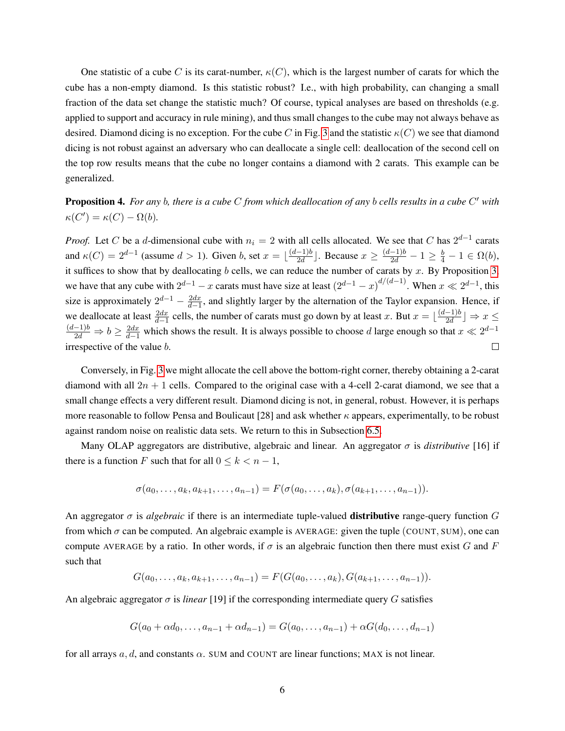One statistic of a cube $C$ is its carat-number, $\kappa(C)$, which is the largest number of carats for which the cube has a non-empty diamond. Is this statistic robust? I.e., with high probability, can changing a small fraction of the data set change the statistic much? Of course, typical analyses are based on thresholds (e.g. applied to support and accuracy in rule mining), and thus small changes to the cube may not always behave as desired. Diamond dicing is no exception. For the cube $C$ in Fig. 3 and the statistic $\kappa(C)$ we see that diamond dicing is not robust against an adversary who can deallocate a single cell: deallocation of the second cell on the top row results means that the cube no longer contains a diamond with 2 carats. This example can be generalized.

**Proposition 4.** *For any $b$, there is a cube $C$ from which deallocation of any $b$ cells results in a cube $C'$ with $\kappa(C') = \kappa(C) - \Omega(b)$.*

*Proof.* Let $C$ be a $d$-dimensional cube with $n_i = 2$ with all cells allocated. We see that $C$ has $2^{d-1}$ carats and $\kappa(C) = 2^{d-1}$ (assume $d > 1$). Given $b$, set $x = \lfloor \frac{(d-1)b}{2d} \rfloor$. Because $x \geq \frac{(d-1)b}{2d} - 1 \geq \frac{b}{4} - 1 \in \Omega(b)$, it suffices to show that by deallocating $b$ cells, we can reduce the number of carats by $x$. By Proposition 3, we have that any cube with $2^{d-1} - x$ carats must have size at least $(2^{d-1} - x)^{d/(d-1)}$. When $x \ll 2^{d-1}$, this size is approximately $2^{d-1} - \frac{2dx}{d-1}$, and slightly larger by the alternation of the Taylor expansion. Hence, if we deallocate at least $\frac{2dx}{d-1}$ cells, the number of carats must go down by at least $x$. But $x = \lfloor \frac{(d-1)b}{2d} \rfloor \Rightarrow x \leq \frac{(d-1)b}{2d} \Rightarrow b \geq \frac{2dx}{d-1}$ which shows the result. It is always possible to choose $d$ large enough so that $x \ll 2^{d-1}$ irrespective of the value $b$. ∎

Conversely, in Fig. 3 we might allocate the cell above the bottom-right corner, thereby obtaining a 2-carat diamond with all $2n + 1$ cells. Compared to the original case with a 4-cell 2-carat diamond, we see that a small change effects a very different result. Diamond dicing is not, in general, robust. However, it is perhaps more reasonable to follow Pensa and Boulicaut [28] and ask whether $\kappa$ appears, experimentally, to be robust against random noise on realistic data sets. We return to this in Subsection 6.5.

Many OLAP aggregators are distributive, algebraic and linear. An aggregator $\sigma$ is *distributive* [16] if there is a function $F$ such that for all $0 \leq k < n - 1$,

$$\sigma(a_0, \ldots, a_k, a_{k+1}, \ldots, a_{n-1}) = F(\sigma(a_0, \ldots, a_k), \sigma(a_{k+1}, \ldots, a_{n-1})).$$

An aggregator $\sigma$ is *algebraic* if there is an intermediate tuple-valued **distributive** range-query function $G$ from which $\sigma$ can be computed. An algebraic example is AVERAGE: given the tuple (COUNT, SUM), one can compute AVERAGE by a ratio. In other words, if $\sigma$ is an algebraic function then there must exist $G$ and $F$ such that

$$G(a_0, \ldots, a_k, a_{k+1}, \ldots, a_{n-1}) = F(G(a_0, \ldots, a_k), G(a_{k+1}, \ldots, a_{n-1})).$$

An algebraic aggregator $\sigma$ is *linear* [19] if the corresponding intermediate query $G$ satisfies

$$G(a_0 + \alpha d_0, \ldots, a_{n-1} + \alpha d_{n-1}) = G(a_0, \ldots, a_{n-1}) + \alpha G(d_0, \ldots, d_{n-1})$$

for all arrays $a$, $d$, and constants $\alpha$. SUM and COUNT are linear functions; MAX is not linear.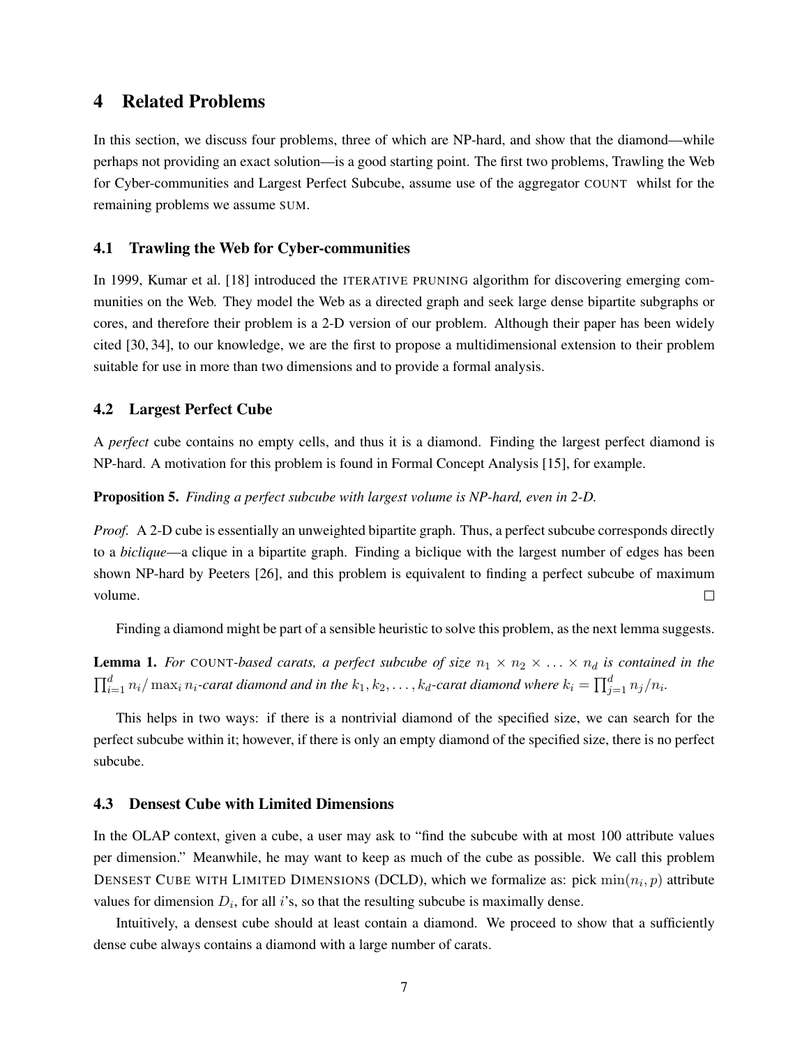## 4 Related Problems

In this section, we discuss four problems, three of which are NP-hard, and show that the diamond—while perhaps not providing an exact solution—is a good starting point. The first two problems, Trawling the Web for Cyber-communities and Largest Perfect Subcube, assume use of the aggregator COUNT whilst for the remaining problems we assume SUM.

### 4.1 Trawling the Web for Cyber-communities

In 1999, Kumar et al. [18] introduced the ITERATIVE PRUNING algorithm for discovering emerging communities on the Web. They model the Web as a directed graph and seek large dense bipartite subgraphs or cores, and therefore their problem is a 2-D version of our problem. Although their paper has been widely cited [30, 34], to our knowledge, we are the first to propose a multidimensional extension to their problem suitable for use in more than two dimensions and to provide a formal analysis.

### 4.2 Largest Perfect Cube

A *perfect* cube contains no empty cells, and thus it is a diamond. Finding the largest perfect diamond is NP-hard. A motivation for this problem is found in Formal Concept Analysis [15], for example.

**Proposition 5.** *Finding a perfect subcube with largest volume is NP-hard, even in 2-D.*

*Proof.* A 2-D cube is essentially an unweighted bipartite graph. Thus, a perfect subcube corresponds directly to a *biclique*—a clique in a bipartite graph. Finding a biclique with the largest number of edges has been shown NP-hard by Peeters [26], and this problem is equivalent to finding a perfect subcube of maximum volume. □

Finding a diamond might be part of a sensible heuristic to solve this problem, as the next lemma suggests.

**Lemma 1.** *For* COUNT*-based carats, a perfect subcube of size $n_1 \times n_2 \times \ldots \times n_d$ is contained in the $\prod_{i=1}^{d} n_i / \max_i n_i$-carat diamond and in the $k_1, k_2, \ldots, k_d$-carat diamond where $k_i = \prod_{j=1}^{d} n_j / n_i$.*

This helps in two ways: if there is a nontrivial diamond of the specified size, we can search for the perfect subcube within it; however, if there is only an empty diamond of the specified size, there is no perfect subcube.

### 4.3 Densest Cube with Limited Dimensions

In the OLAP context, given a cube, a user may ask to "find the subcube with at most 100 attribute values per dimension." Meanwhile, he may want to keep as much of the cube as possible. We call this problem DENSEST CUBE WITH LIMITED DIMENSIONS (DCLD), which we formalize as: pick $\min(n_i, p)$ attribute values for dimension $D_i$, for all $i$'s, so that the resulting subcube is maximally dense.

Intuitively, a densest cube should at least contain a diamond. We proceed to show that a sufficiently dense cube always contains a diamond with a large number of carats.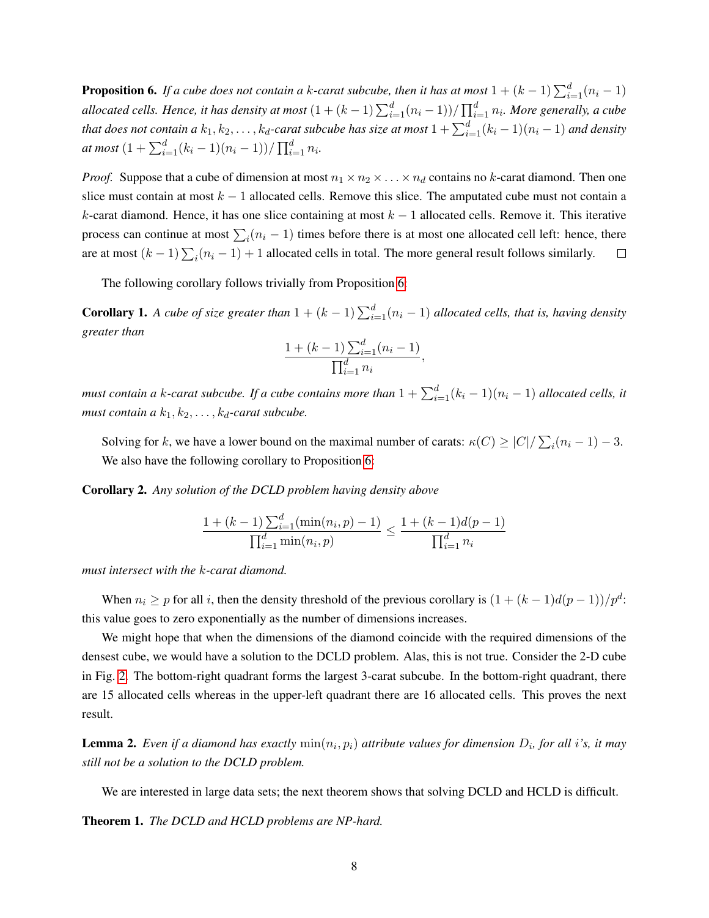**Proposition 6.** *If a cube does not contain a $k$-carat subcube, then it has at most $1 + (k-1)\sum_{i=1}^{d}(n_i - 1)$ allocated cells. Hence, it has density at most $(1 + (k-1)\sum_{i=1}^{d}(n_i-1))/\prod_{i=1}^{d} n_i$. More generally, a cube that does not contain a $k_1, k_2, \ldots, k_d$-carat subcube has size at most $1 + \sum_{i=1}^{d}(k_i - 1)(n_i - 1)$ and density at most $(1 + \sum_{i=1}^{d}(k_i - 1)(n_i - 1))/\prod_{i=1}^{d} n_i$.*

*Proof.* Suppose that a cube of dimension at most $n_1 \times n_2 \times \ldots \times n_d$ contains no $k$-carat diamond. Then one slice must contain at most $k-1$ allocated cells. Remove this slice. The amputated cube must not contain a $k$-carat diamond. Hence, it has one slice containing at most $k-1$ allocated cells. Remove it. This iterative process can continue at most $\sum_i(n_i - 1)$ times before there is at most one allocated cell left: hence, there are at most $(k-1)\sum_i(n_i - 1) + 1$ allocated cells in total. The more general result follows similarly. □

The following corollary follows trivially from Proposition 6:

**Corollary 1.** *A cube of size greater than $1 + (k-1)\sum_{i=1}^{d}(n_i - 1)$ allocated cells, that is, having density greater than*

$$\frac{1 + (k-1)\sum_{i=1}^{d}(n_i - 1)}{\prod_{i=1}^{d} n_i},$$

*must contain a $k$-carat subcube. If a cube contains more than $1 + \sum_{i=1}^{d}(k_i - 1)(n_i - 1)$ allocated cells, it must contain a $k_1, k_2, \ldots, k_d$-carat subcube.*

Solving for $k$, we have a lower bound on the maximal number of carats: $\kappa(C) \geq |C|/\sum_i(n_i - 1) - 3$.

We also have the following corollary to Proposition 6:

**Corollary 2.** *Any solution of the DCLD problem having density above*

$$\frac{1 + (k-1)\sum_{i=1}^{d}(\min(n_i, p) - 1)}{\prod_{i=1}^{d}\min(n_i, p)} \leq \frac{1 + (k-1)d(p-1)}{\prod_{i=1}^{d} n_i}$$

*must intersect with the $k$-carat diamond.*

When $n_i \geq p$ for all $i$, then the density threshold of the previous corollary is $(1 + (k-1)d(p-1))/p^d$: this value goes to zero exponentially as the number of dimensions increases.

We might hope that when the dimensions of the diamond coincide with the required dimensions of the densest cube, we would have a solution to the DCLD problem. Alas, this is not true. Consider the 2-D cube in Fig. 2. The bottom-right quadrant forms the largest 3-carat subcube. In the bottom-right quadrant, there are 15 allocated cells whereas in the upper-left quadrant there are 16 allocated cells. This proves the next result.

**Lemma 2.** *Even if a diamond has exactly $\min(n_i, p_i)$ attribute values for dimension $D_i$, for all $i$'s, it may still not be a solution to the DCLD problem.*

We are interested in large data sets; the next theorem shows that solving DCLD and HCLD is difficult.

**Theorem 1.** *The DCLD and HCLD problems are NP-hard.*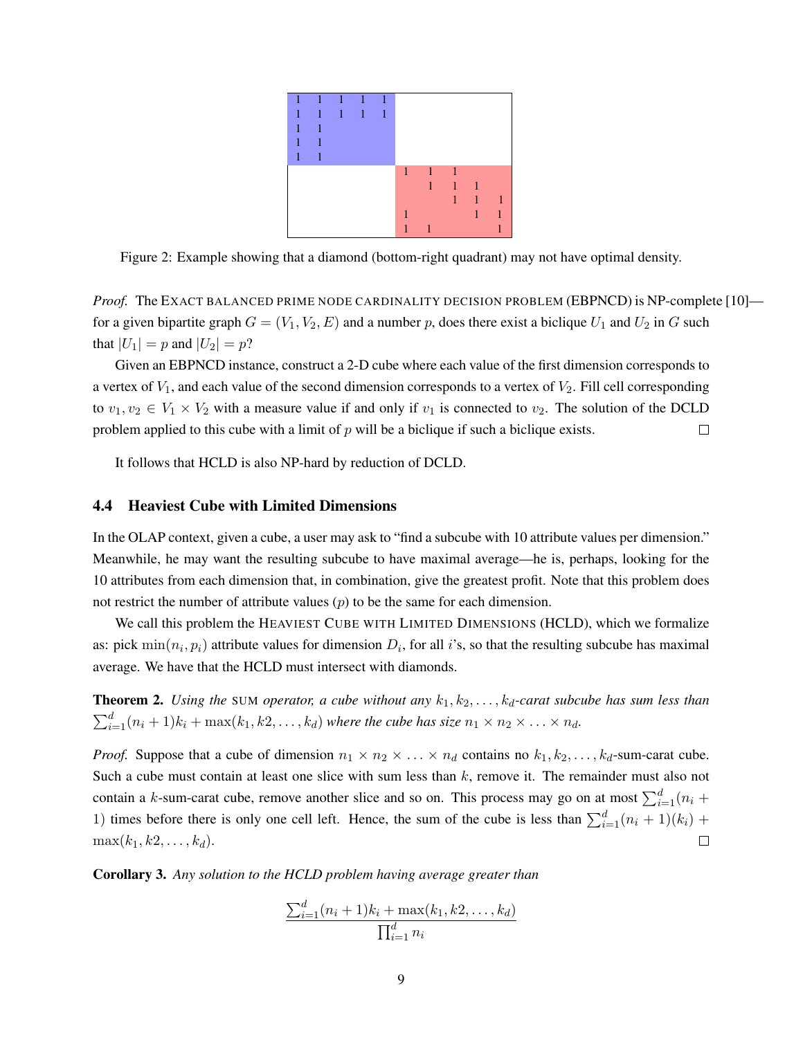Figure 2: Example showing that a diamond (bottom-right quadrant) may not have optimal density.

*Proof.* The EXACT BALANCED PRIME NODE CARDINALITY DECISION PROBLEM (EBPNCD) is NP-complete [10]—for a given bipartite graph $G = (V_1, V_2, E)$ and a number $p$, does there exist a biclique $U_1$ and $U_2$ in $G$ such that $|U_1| = p$ and $|U_2| = p$?

Given an EBPNCD instance, construct a 2-D cube where each value of the first dimension corresponds to a vertex of $V_1$, and each value of the second dimension corresponds to a vertex of $V_2$. Fill cell corresponding to $v_1, v_2 \in V_1 \times V_2$ with a measure value if and only if $v_1$ is connected to $v_2$. The solution of the DCLD problem applied to this cube with a limit of $p$ will be a biclique if such a biclique exists. □

It follows that HCLD is also NP-hard by reduction of DCLD.

### 4.4 Heaviest Cube with Limited Dimensions

In the OLAP context, given a cube, a user may ask to "find a subcube with 10 attribute values per dimension." Meanwhile, he may want the resulting subcube to have maximal average—he is, perhaps, looking for the 10 attributes from each dimension that, in combination, give the greatest profit. Note that this problem does not restrict the number of attribute values ($p$) to be the same for each dimension.

We call this problem the HEAVIEST CUBE WITH LIMITED DIMENSIONS (HCLD), which we formalize as: pick $\min(n_i, p_i)$ attribute values for dimension $D_i$, for all $i$'s, so that the resulting subcube has maximal average. We have that the HCLD must intersect with diamonds.

**Theorem 2.** *Using the* SUM *operator, a cube without any $k_1, k_2, \ldots, k_d$-carat subcube has sum less than $\sum_{i=1}^{d}(n_i + 1)k_i + \max(k_1, k2, \ldots, k_d)$ where the cube has size $n_1 \times n_2 \times \ldots \times n_d$.*

*Proof.* Suppose that a cube of dimension $n_1 \times n_2 \times \ldots \times n_d$ contains no $k_1, k_2, \ldots, k_d$-sum-carat cube. Such a cube must contain at least one slice with sum less than $k$, remove it. The remainder must also not contain a $k$-sum-carat cube, remove another slice and so on. This process may go on at most $\sum_{i=1}^{d}(n_i + 1)$ times before there is only one cell left. Hence, the sum of the cube is less than $\sum_{i=1}^{d}(n_i + 1)(k_i) + \max(k_1, k2, \ldots, k_d)$. □

**Corollary 3.** *Any solution to the HCLD problem having average greater than*

$$\frac{\sum_{i=1}^{d}(n_i + 1)k_i + \max(k_1, k2, \ldots, k_d)}{\prod_{i=1}^{d} n_i}$$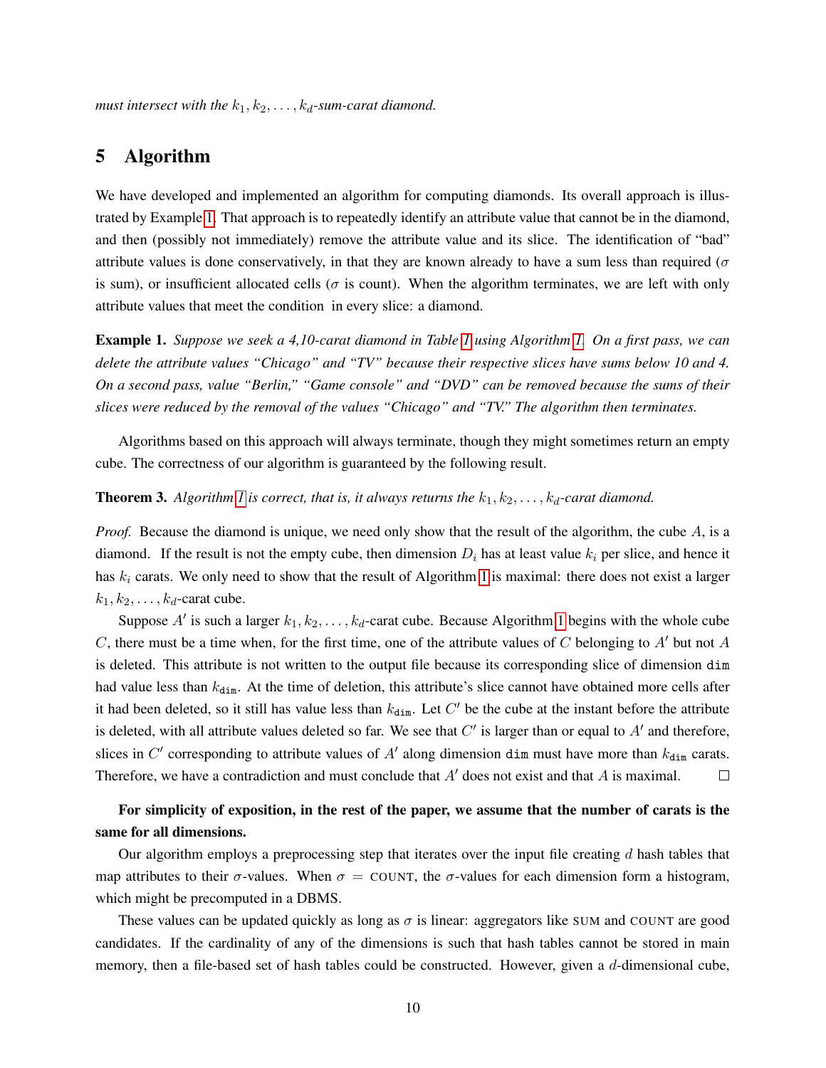*must intersect with the $k_1, k_2, \ldots, k_d$-sum-carat diamond.*

## 5 Algorithm

We have developed and implemented an algorithm for computing diamonds. Its overall approach is illustrated by Example 1. That approach is to repeatedly identify an attribute value that cannot be in the diamond, and then (possibly not immediately) remove the attribute value and its slice. The identification of "bad" attribute values is done conservatively, in that they are known already to have a sum less than required ($\sigma$ is sum), or insufficient allocated cells ($\sigma$ is count). When the algorithm terminates, we are left with only attribute values that meet the condition in every slice: a diamond.

**Example 1.** *Suppose we seek a 4,10-carat diamond in Table 1 using Algorithm 1. On a first pass, we can delete the attribute values "Chicago" and "TV" because their respective slices have sums below 10 and 4. On a second pass, value "Berlin," "Game console" and "DVD" can be removed because the sums of their slices were reduced by the removal of the values "Chicago" and "TV." The algorithm then terminates.*

Algorithms based on this approach will always terminate, though they might sometimes return an empty cube. The correctness of our algorithm is guaranteed by the following result.

**Theorem 3.** *Algorithm 1 is correct, that is, it always returns the $k_1, k_2, \ldots, k_d$-carat diamond.*

*Proof.* Because the diamond is unique, we need only show that the result of the algorithm, the cube $A$, is a diamond. If the result is not the empty cube, then dimension $D_i$ has at least value $k_i$ per slice, and hence it has $k_i$ carats. We only need to show that the result of Algorithm 1 is maximal: there does not exist a larger $k_1, k_2, \ldots, k_d$-carat cube.

Suppose $A'$ is such a larger $k_1, k_2, \ldots, k_d$-carat cube. Because Algorithm 1 begins with the whole cube $C$, there must be a time when, for the first time, one of the attribute values of $C$ belonging to $A'$ but not $A$ is deleted. This attribute is not written to the output file because its corresponding slice of dimension `dim` had value less than $k_{\texttt{dim}}$. At the time of deletion, this attribute's slice cannot have obtained more cells after it had been deleted, so it still has value less than $k_{\texttt{dim}}$. Let $C'$ be the cube at the instant before the attribute is deleted, with all attribute values deleted so far. We see that $C'$ is larger than or equal to $A'$ and therefore, slices in $C'$ corresponding to attribute values of $A'$ along dimension `dim` must have more than $k_{\texttt{dim}}$ carats. Therefore, we have a contradiction and must conclude that $A'$ does not exist and that $A$ is maximal. □

**For simplicity of exposition, in the rest of the paper, we assume that the number of carats is the same for all dimensions.**

Our algorithm employs a preprocessing step that iterates over the input file creating $d$ hash tables that map attributes to their $\sigma$-values. When $\sigma$ = COUNT, the $\sigma$-values for each dimension form a histogram, which might be precomputed in a DBMS.

These values can be updated quickly as long as $\sigma$ is linear: aggregators like SUM and COUNT are good candidates. If the cardinality of any of the dimensions is such that hash tables cannot be stored in main memory, then a file-based set of hash tables could be constructed. However, given a $d$-dimensional cube,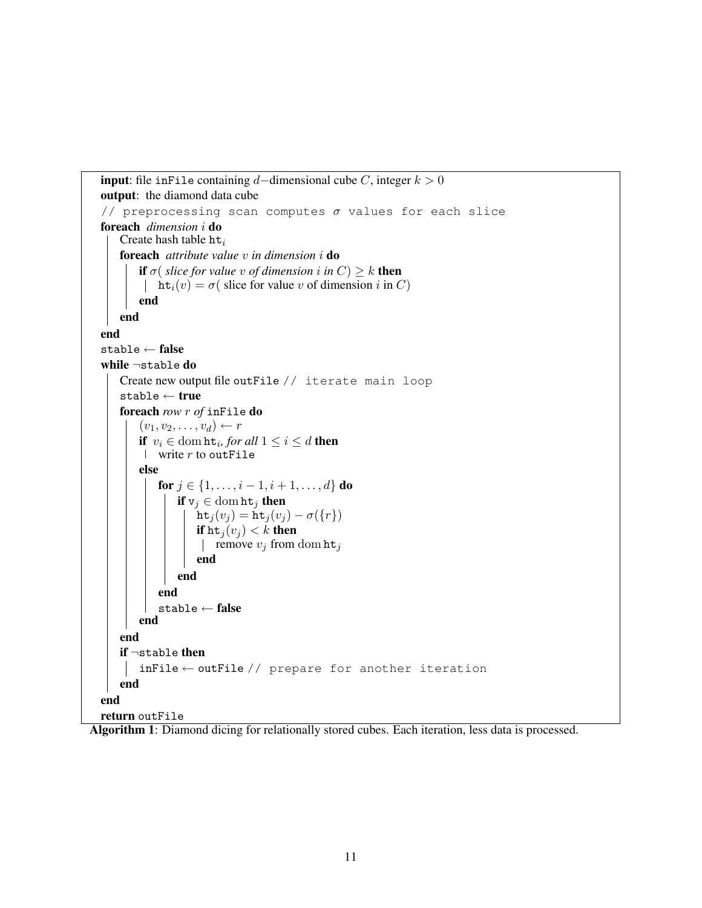```
input: file inFile containing d−dimensional cube C, integer k > 0
output: the diamond data cube
// preprocessing scan computes σ values for each slice
foreach dimension i do
    Create hash table ht_i
    foreach attribute value v in dimension i do
        if σ( slice for value v of dimension i in C) ≥ k then
            ht_i(v) = σ( slice for value v of dimension i in C)
        end
    end
end
stable ← false
while ¬stable do
    Create new output file outFile // iterate main loop
    stable ← true
    foreach row r of inFile do
        (v_1, v_2, ..., v_d) ← r
        if v_i ∈ dom ht_i, for all 1 ≤ i ≤ d then
            write r to outFile
        else
            for j ∈ {1, ..., i − 1, i + 1, ..., d} do
                if v_j ∈ dom ht_j then
                    ht_j(v_j) = ht_j(v_j) − σ({r})
                    if ht_j(v_j) < k then
                        remove v_j from dom ht_j
                    end
                end
            end
            stable ← false
        end
    end
    if ¬stable then
        inFile ← outFile // prepare for another iteration
    end
end
return outFile
```

**Algorithm 1**: Diamond dicing for relationally stored cubes. Each iteration, less data is processed.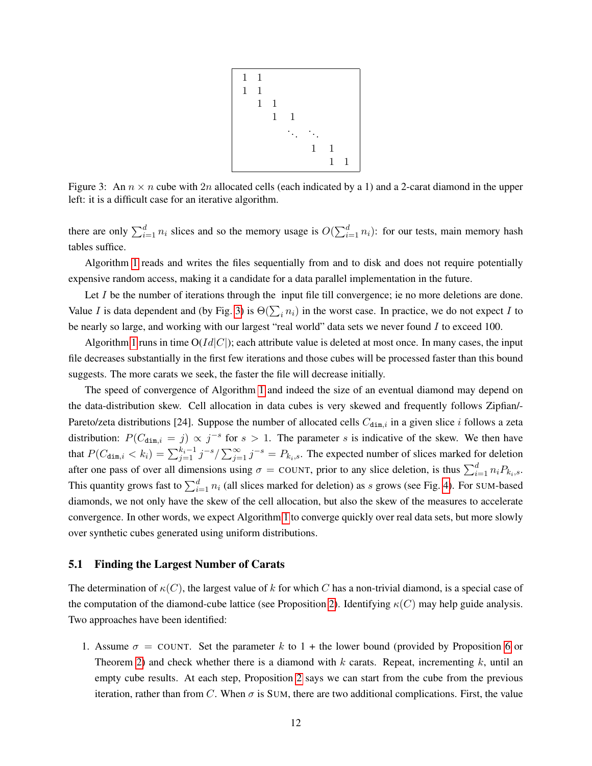$$
\begin{array}{cccccccc}
1 & 1 & & & & & & \\
1 & 1 & & & & & & \\
 & 1 & 1 & & & & & \\
 & & 1 & 1 & & & & \\
 & & & \ddots & \ddots & & & \\
 & & & & & 1 & 1 & \\
 & & & & & & 1 & 1
\end{array}
$$

Figure 3: An $n \times n$ cube with $2n$ allocated cells (each indicated by a 1) and a 2-carat diamond in the upper left: it is a difficult case for an iterative algorithm.

there are only $\sum_{i=1}^{d} n_i$ slices and so the memory usage is $O(\sum_{i=1}^{d} n_i)$: for our tests, main memory hash tables suffice.

Algorithm 1 reads and writes the files sequentially from and to disk and does not require potentially expensive random access, making it a candidate for a data parallel implementation in the future.

Let $I$ be the number of iterations through the input file till convergence; ie no more deletions are done. Value $I$ is data dependent and (by Fig. 3) is $\Theta(\sum_i n_i)$ in the worst case. In practice, we do not expect $I$ to be nearly so large, and working with our largest "real world" data sets we never found $I$ to exceed 100.

Algorithm 1 runs in time $O(Id|C|)$; each attribute value is deleted at most once. In many cases, the input file decreases substantially in the first few iterations and those cubes will be processed faster than this bound suggests. The more carats we seek, the faster the file will decrease initially.

The speed of convergence of Algorithm 1 and indeed the size of an eventual diamond may depend on the data-distribution skew. Cell allocation in data cubes is very skewed and frequently follows Zipfian/-Pareto/zeta distributions [24]. Suppose the number of allocated cells $C_{\mathtt{dim},i}$ in a given slice $i$ follows a zeta distribution: $P(C_{\mathtt{dim},i} = j) \propto j^{-s}$ for $s > 1$. The parameter $s$ is indicative of the skew. We then have that $P(C_{\mathtt{dim},i} < k_i) = \sum_{j=1}^{k_i - 1} j^{-s} / \sum_{j=1}^{\infty} j^{-s} = P_{k_i,s}$. The expected number of slices marked for deletion after one pass of over all dimensions using $\sigma$ = COUNT, prior to any slice deletion, is thus $\sum_{i=1}^{d} n_i P_{k_i,s}$. This quantity grows fast to $\sum_{i=1}^{d} n_i$ (all slices marked for deletion) as $s$ grows (see Fig. 4). For SUM-based diamonds, we not only have the skew of the cell allocation, but also the skew of the measures to accelerate convergence. In other words, we expect Algorithm 1 to converge quickly over real data sets, but more slowly over synthetic cubes generated using uniform distributions.

### 5.1 Finding the Largest Number of Carats

The determination of $\kappa(C)$, the largest value of $k$ for which $C$ has a non-trivial diamond, is a special case of the computation of the diamond-cube lattice (see Proposition 2). Identifying $\kappa(C)$ may help guide analysis. Two approaches have been identified:

1. Assume $\sigma$ = COUNT. Set the parameter $k$ to 1 + the lower bound (provided by Proposition 6 or Theorem 2) and check whether there is a diamond with $k$ carats. Repeat, incrementing $k$, until an empty cube results. At each step, Proposition 2 says we can start from the cube from the previous iteration, rather than from $C$. When $\sigma$ is SUM, there are two additional complications. First, the value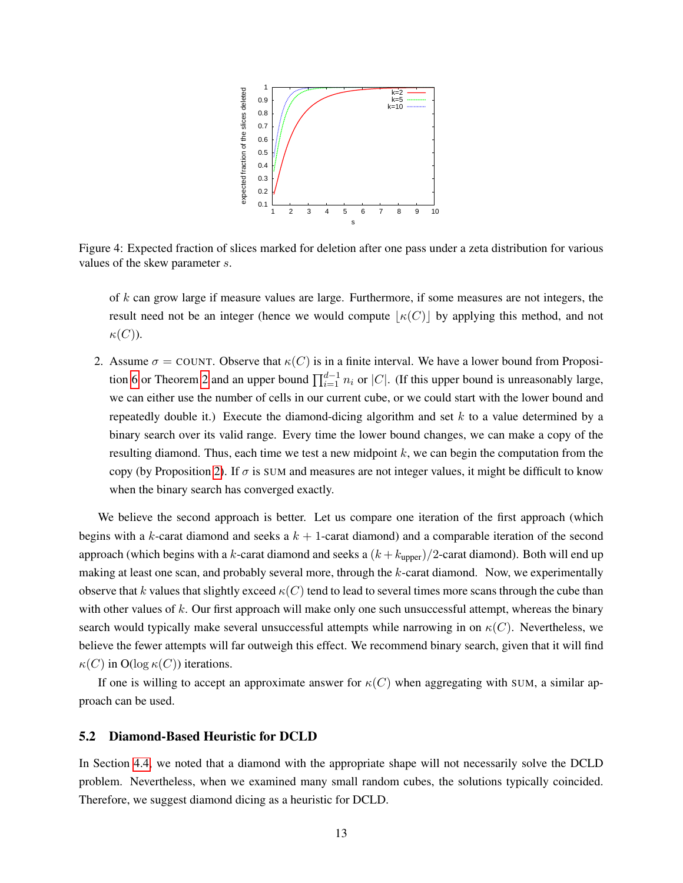Figure 4: Expected fraction of slices marked for deletion after one pass under a zeta distribution for various values of the skew parameter $s$.

of $k$ can grow large if measure values are large. Furthermore, if some measures are not integers, the result need not be an integer (hence we would compute $\lfloor \kappa(C) \rfloor$ by applying this method, and not $\kappa(C)$).

2. Assume $\sigma = \text{COUNT}$. Observe that $\kappa(C)$ is in a finite interval. We have a lower bound from Proposition 6 or Theorem 2 and an upper bound $\prod_{i=1}^{d-1} n_i$ or $|C|$. (If this upper bound is unreasonably large, we can either use the number of cells in our current cube, or we could start with the lower bound and repeatedly double it.) Execute the diamond-dicing algorithm and set $k$ to a value determined by a binary search over its valid range. Every time the lower bound changes, we can make a copy of the resulting diamond. Thus, each time we test a new midpoint $k$, we can begin the computation from the copy (by Proposition 2). If $\sigma$ is SUM and measures are not integer values, it might be difficult to know when the binary search has converged exactly.

We believe the second approach is better. Let us compare one iteration of the first approach (which begins with a $k$-carat diamond and seeks a $k+1$-carat diamond) and a comparable iteration of the second approach (which begins with a $k$-carat diamond and seeks a $(k + k_{\text{upper}})/2$-carat diamond). Both will end up making at least one scan, and probably several more, through the $k$-carat diamond. Now, we experimentally observe that $k$ values that slightly exceed $\kappa(C)$ tend to lead to several times more scans through the cube than with other values of $k$. Our first approach will make only one such unsuccessful attempt, whereas the binary search would typically make several unsuccessful attempts while narrowing in on $\kappa(C)$. Nevertheless, we believe the fewer attempts will far outweigh this effect. We recommend binary search, given that it will find $\kappa(C)$ in $\text{O}(\log \kappa(C))$ iterations.

If one is willing to accept an approximate answer for $\kappa(C)$ when aggregating with SUM, a similar approach can be used.

## 5.2 Diamond-Based Heuristic for DCLD

In Section 4.4, we noted that a diamond with the appropriate shape will not necessarily solve the DCLD problem. Nevertheless, when we examined many small random cubes, the solutions typically coincided. Therefore, we suggest diamond dicing as a heuristic for DCLD.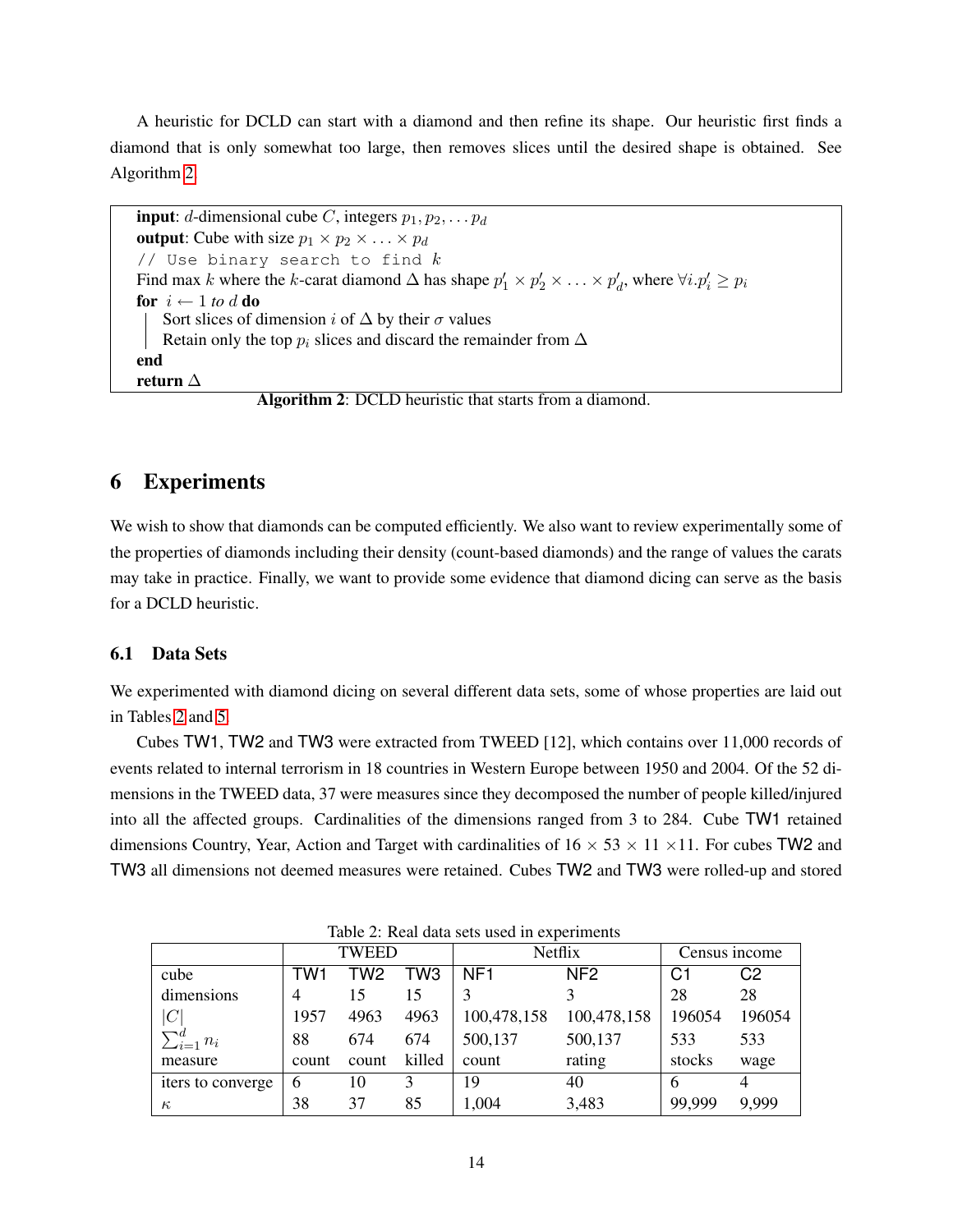A heuristic for DCLD can start with a diamond and then refine its shape. Our heuristic first finds a diamond that is only somewhat too large, then removes slices until the desired shape is obtained. See Algorithm 2.

> **input**: $d$-dimensional cube $C$, integers $p_1, p_2, \ldots p_d$
> **output**: Cube with size $p_1 \times p_2 \times \ldots \times p_d$
> `// Use binary search to find k`
> Find max $k$ where the $k$-carat diamond $\Delta$ has shape $p'_1 \times p'_2 \times \ldots \times p'_d$, where $\forall i. p'_i \geq p_i$
> **for** $i \leftarrow 1$ *to* $d$ **do**
>     Sort slices of dimension $i$ of $\Delta$ by their $\sigma$ values
>     Retain only the top $p_i$ slices and discard the remainder from $\Delta$
> **end**
> **return** $\Delta$

**Algorithm 2**: DCLD heuristic that starts from a diamond.

## 6 Experiments

We wish to show that diamonds can be computed efficiently. We also want to review experimentally some of the properties of diamonds including their density (count-based diamonds) and the range of values the carats may take in practice. Finally, we want to provide some evidence that diamond dicing can serve as the basis for a DCLD heuristic.

### 6.1 Data Sets

We experimented with diamond dicing on several different data sets, some of whose properties are laid out in Tables 2 and 5.

Cubes TW1, TW2 and TW3 were extracted from TWEED [12], which contains over 11,000 records of events related to internal terrorism in 18 countries in Western Europe between 1950 and 2004. Of the 52 dimensions in the TWEED data, 37 were measures since they decomposed the number of people killed/injured into all the affected groups. Cardinalities of the dimensions ranged from 3 to 284. Cube TW1 retained dimensions Country, Year, Action and Target with cardinalities of $16 \times 53 \times 11 \times 11$. For cubes TW2 and TW3 all dimensions not deemed measures were retained. Cubes TW2 and TW3 were rolled-up and stored

Table 2: Real data sets used in experiments

| | TWEED | | | Netflix | | Census income | |
|---|---|---|---|---|---|---|---|
| cube | TW1 | TW2 | TW3 | NF1 | NF2 | C1 | C2 |
| dimensions | 4 | 15 | 15 | 3 | 3 | 28 | 28 |
| $\lvert C\rvert$ | 1957 | 4963 | 4963 | 100,478,158 | 100,478,158 | 196054 | 196054 |
| $\sum_{i=1}^{d} n_i$ | 88 | 674 | 674 | 500,137 | 500,137 | 533 | 533 |
| measure | count | count | killed | count | rating | stocks | wage |
| iters to converge | 6 | 10 | 3 | 19 | 40 | 6 | 4 |
| $\kappa$ | 38 | 37 | 85 | 1,004 | 3,483 | 99,999 | 9,999 |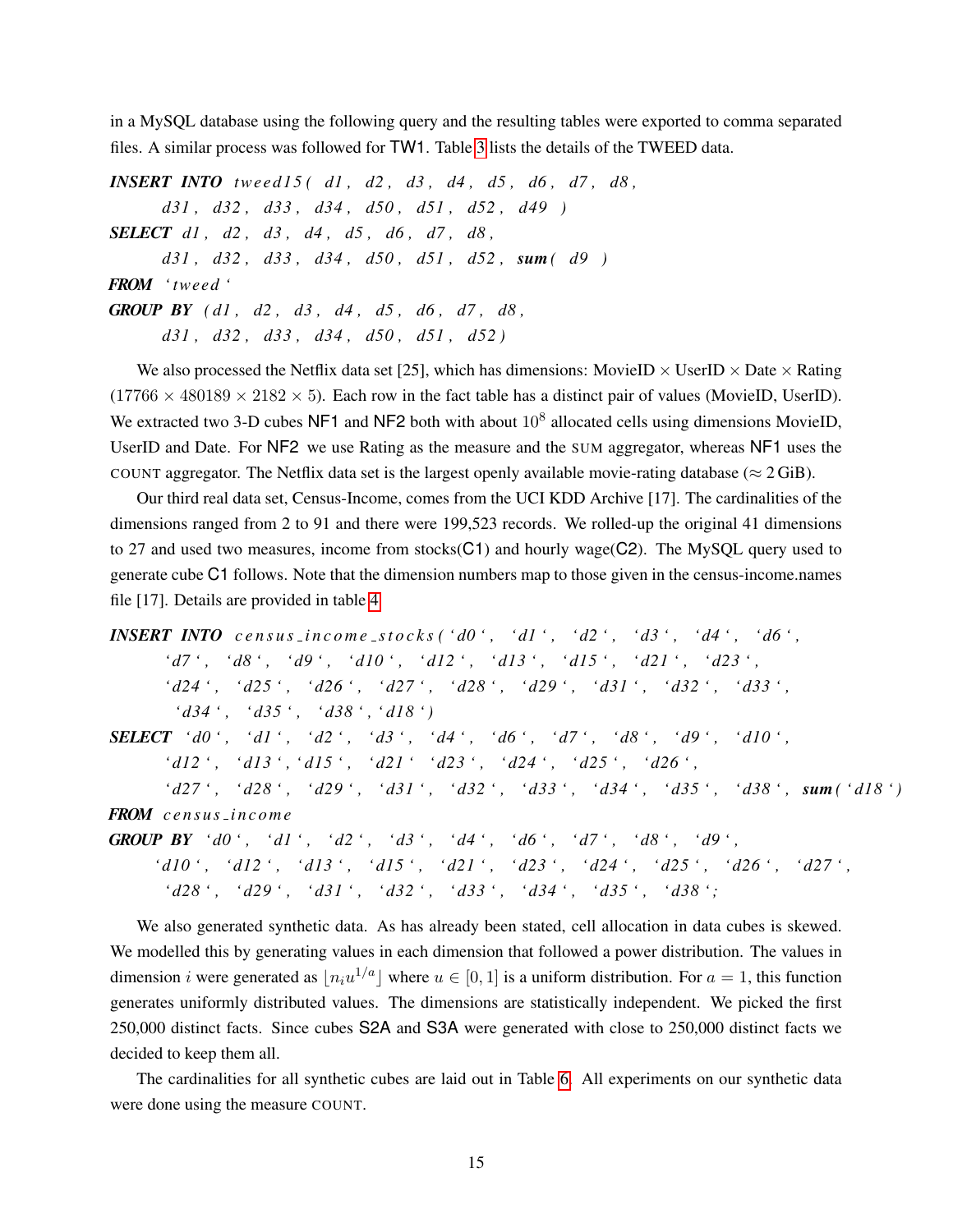in a MySQL database using the following query and the resulting tables were exported to comma separated files. A similar process was followed for TW1. Table 3 lists the details of the TWEED data.

```
INSERT INTO tweed15( d1, d2, d3, d4, d5, d6, d7, d8,
    d31, d32, d33, d34, d50, d51, d52, d49 )
SELECT d1, d2, d3, d4, d5, d6, d7, d8,
    d31, d32, d33, d34, d50, d51, d52, sum( d9 )
FROM `tweed`
GROUP BY (d1, d2, d3, d4, d5, d6, d7, d8,
    d31, d32, d33, d34, d50, d51, d52)
```

We also processed the Netflix data set [25], which has dimensions: MovieID $\times$ UserID $\times$ Date $\times$ Rating ($17766 \times 480189 \times 2182 \times 5$). Each row in the fact table has a distinct pair of values (MovieID, UserID). We extracted two 3-D cubes NF1 and NF2 both with about $10^8$ allocated cells using dimensions MovieID, UserID and Date. For NF2 we use Rating as the measure and the SUM aggregator, whereas NF1 uses the COUNT aggregator. The Netflix data set is the largest openly available movie-rating database ($\approx 2$ GiB).

Our third real data set, Census-Income, comes from the UCI KDD Archive [17]. The cardinalities of the dimensions ranged from 2 to 91 and there were 199,523 records. We rolled-up the original 41 dimensions to 27 and used two measures, income from stocks(C1) and hourly wage(C2). The MySQL query used to generate cube C1 follows. Note that the dimension numbers map to those given in the census-income.names file [17]. Details are provided in table 4.

```
INSERT INTO census_income_stocks(`d0`, `d1`, `d2`, `d3`, `d4`, `d6`,
    `d7`, `d8`, `d9`, `d10`, `d12`, `d13`, `d15`, `d21`, `d23`,
    `d24`, `d25`, `d26`, `d27`, `d28`, `d29`, `d31`, `d32`, `d33`,
     `d34`, `d35`, `d38`,`d18`)
SELECT `d0`, `d1`, `d2`, `d3`, `d4`, `d6`, `d7`, `d8`, `d9`, `d10`,
    `d12`, `d13`,`d15`, `d21` `d23`, `d24`, `d25`, `d26`,
    `d27`, `d28`, `d29`, `d31`, `d32`, `d33`, `d34`, `d35`, `d38`, sum(`d18`)
FROM census_income
GROUP BY `d0`, `d1`, `d2`, `d3`, `d4`, `d6`, `d7`, `d8`, `d9`,
    `d10`, `d12`, `d13`, `d15`, `d21`, `d23`, `d24`, `d25`, `d26`, `d27`,
     `d28`, `d29`, `d31`, `d32`, `d33`, `d34`, `d35`, `d38`;
```

We also generated synthetic data. As has already been stated, cell allocation in data cubes is skewed. We modelled this by generating values in each dimension that followed a power distribution. The values in dimension $i$ were generated as $\lfloor n_i u^{1/a} \rfloor$ where $u \in [0, 1]$ is a uniform distribution. For $a = 1$, this function generates uniformly distributed values. The dimensions are statistically independent. We picked the first 250,000 distinct facts. Since cubes S2A and S3A were generated with close to 250,000 distinct facts we decided to keep them all.

The cardinalities for all synthetic cubes are laid out in Table 6. All experiments on our synthetic data were done using the measure COUNT.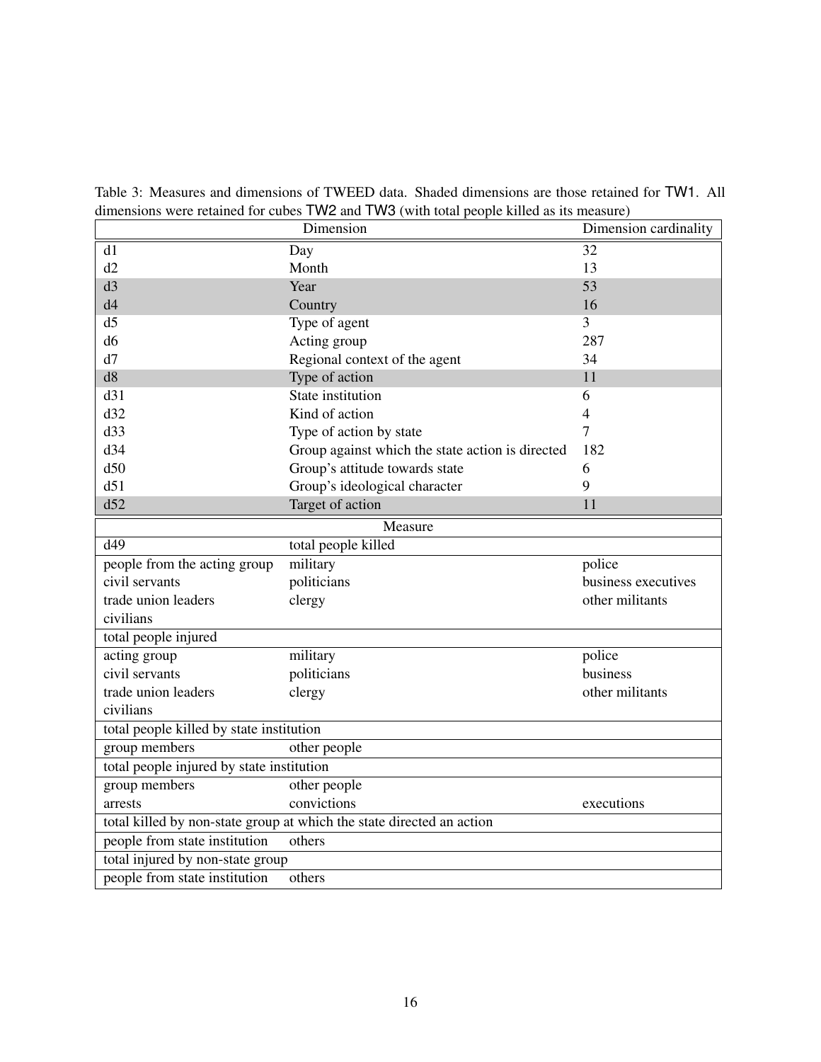Table 3: Measures and dimensions of TWEED data. Shaded dimensions are those retained for TW1. All dimensions were retained for cubes TW2 and TW3 (with total people killed as its measure)

| Dimension | | Dimension cardinality |
|---|---|---|
| d1 | Day | 32 |
| d2 | Month | 13 |
| d3 | Year | 53 |
| d4 | Country | 16 |
| d5 | Type of agent | 3 |
| d6 | Acting group | 287 |
| d7 | Regional context of the agent | 34 |
| d8 | Type of action | 11 |
| d31 | State institution | 6 |
| d32 | Kind of action | 4 |
| d33 | Type of action by state | 7 |
| d34 | Group against which the state action is directed | 182 |
| d50 | Group's attitude towards state | 6 |
| d51 | Group's ideological character | 9 |
| d52 | Target of action | 11 |

| Measure | | |
|---|---|---|
| d49 | total people killed | |
| people from the acting group | military | police |
| civil servants | politicians | business executives |
| trade union leaders | clergy | other militants |
| civilians | | |
| total people injured | | |
| acting group | military | police |
| civil servants | politicians | business |
| trade union leaders | clergy | other militants |
| civilians | | |
| total people killed by state institution | | |
| group members | other people | |
| total people injured by state institution | | |
| group members | other people | |
| arrests | convictions | executions |
| total killed by non-state group at which the state directed an action | | |
| people from state institution | others | |
| total injured by non-state group | | |
| people from state institution | others | |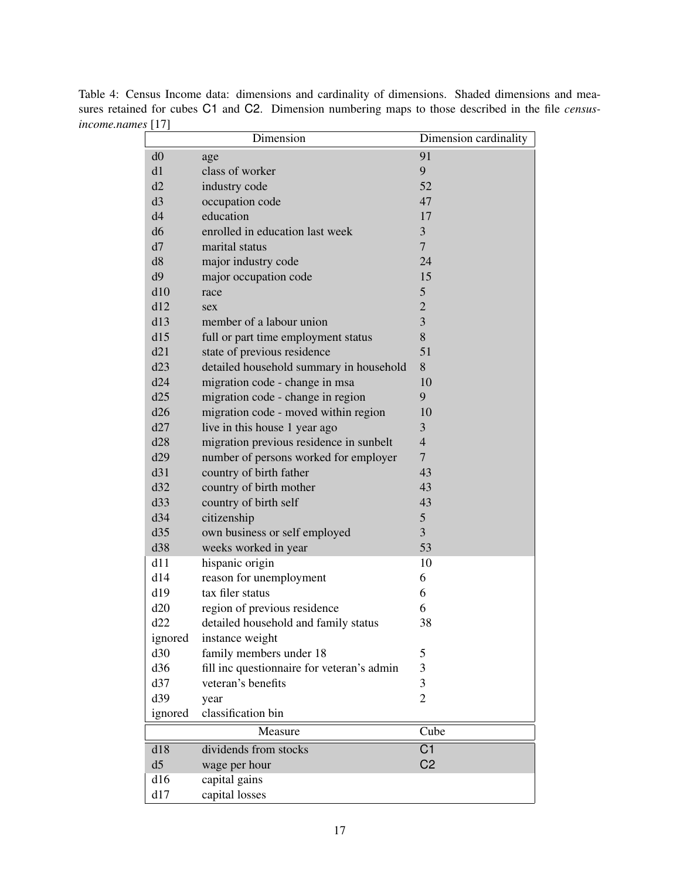Table 4: Census Income data: dimensions and cardinality of dimensions. Shaded dimensions and measures retained for cubes C1 and C2. Dimension numbering maps to those described in the file *census-income.names* [17]

| Dimension | | Dimension cardinality |
|---|---|---|
| d0 | age | 91 |
| d1 | class of worker | 9 |
| d2 | industry code | 52 |
| d3 | occupation code | 47 |
| d4 | education | 17 |
| d6 | enrolled in education last week | 3 |
| d7 | marital status | 7 |
| d8 | major industry code | 24 |
| d9 | major occupation code | 15 |
| d10 | race | 5 |
| d12 | sex | 2 |
| d13 | member of a labour union | 3 |
| d15 | full or part time employment status | 8 |
| d21 | state of previous residence | 51 |
| d23 | detailed household summary in household | 8 |
| d24 | migration code - change in msa | 10 |
| d25 | migration code - change in region | 9 |
| d26 | migration code - moved within region | 10 |
| d27 | live in this house 1 year ago | 3 |
| d28 | migration previous residence in sunbelt | 4 |
| d29 | number of persons worked for employer | 7 |
| d31 | country of birth father | 43 |
| d32 | country of birth mother | 43 |
| d33 | country of birth self | 43 |
| d34 | citizenship | 5 |
| d35 | own business or self employed | 3 |
| d38 | weeks worked in year | 53 |
| d11 | hispanic origin | 10 |
| d14 | reason for unemployment | 6 |
| d19 | tax filer status | 6 |
| d20 | region of previous residence | 6 |
| d22 | detailed household and family status | 38 |
| ignored | instance weight | |
| d30 | family members under 18 | 5 |
| d36 | fill inc questionnaire for veteran's admin | 3 |
| d37 | veteran's benefits | 3 |
| d39 | year | 2 |
| ignored | classification bin | |
| **Measure** | | **Cube** |
| d18 | dividends from stocks | C1 |
| d5 | wage per hour | C2 |
| d16 | capital gains | |
| d17 | capital losses | |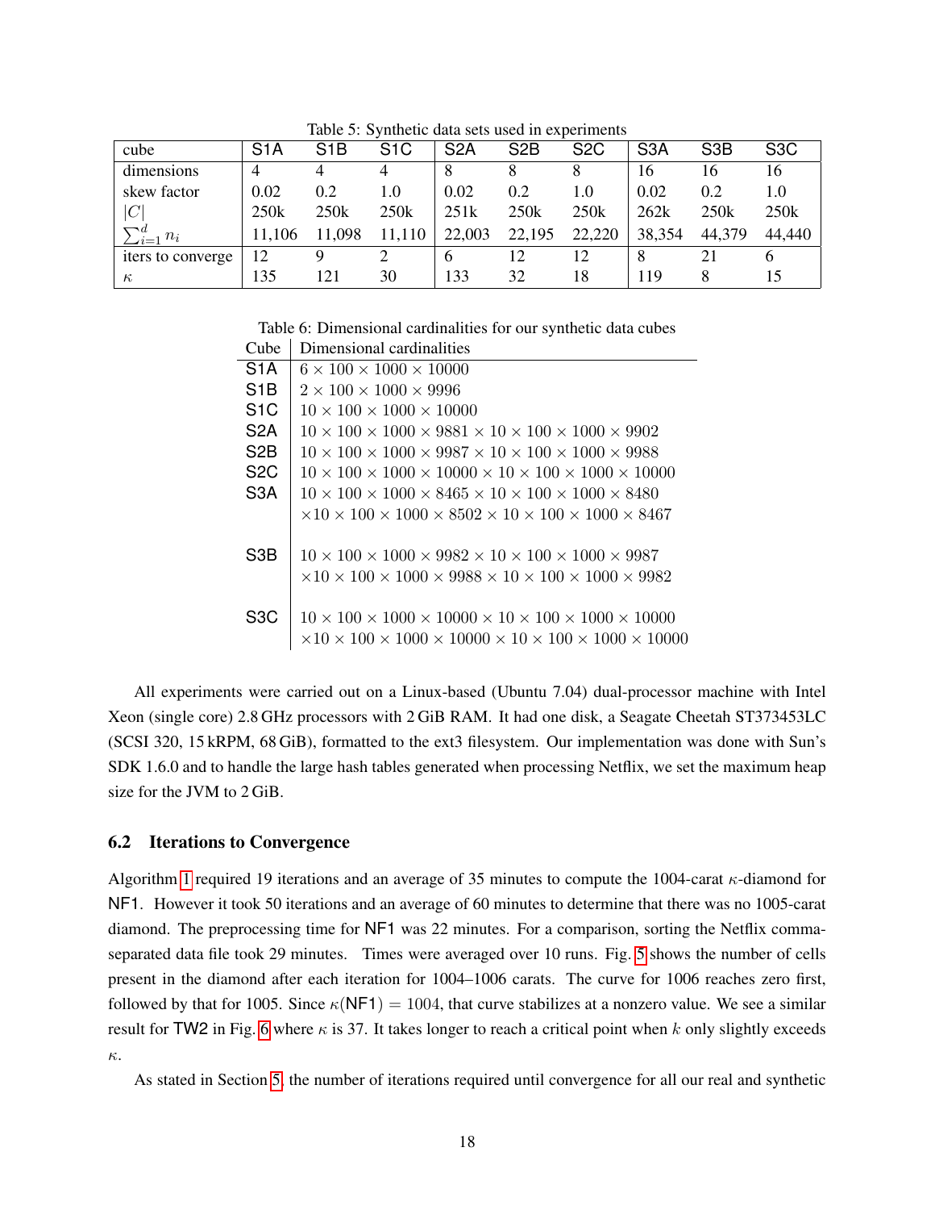Table 5: Synthetic data sets used in experiments

| cube | S1A | S1B | S1C | S2A | S2B | S2C | S3A | S3B | S3C |
|---|---|---|---|---|---|---|---|---|---|
| dimensions | 4 | 4 | 4 | 8 | 8 | 8 | 16 | 16 | 16 |
| skew factor | 0.02 | 0.2 | 1.0 | 0.02 | 0.2 | 1.0 | 0.02 | 0.2 | 1.0 |
| $\|C\|$ | 250k | 250k | 250k | 251k | 250k | 250k | 262k | 250k | 250k |
| $\sum_{i=1}^{d} n_i$ | 11,106 | 11,098 | 11,110 | 22,003 | 22,195 | 22,220 | 38,354 | 44,379 | 44,440 |
| iters to converge | 12 | 9 | 2 | 6 | 12 | 12 | 8 | 21 | 6 |
| $\kappa$ | 135 | 121 | 30 | 133 | 32 | 18 | 119 | 8 | 15 |

Table 6: Dimensional cardinalities for our synthetic data cubes

| Cube | Dimensional cardinalities |
|---|---|
| S1A | $6 \times 100 \times 1000 \times 10000$ |
| S1B | $2 \times 100 \times 1000 \times 9996$ |
| S1C | $10 \times 100 \times 1000 \times 10000$ |
| S2A | $10 \times 100 \times 1000 \times 9881 \times 10 \times 100 \times 1000 \times 9902$ |
| S2B | $10 \times 100 \times 1000 \times 9987 \times 10 \times 100 \times 1000 \times 9988$ |
| S2C | $10 \times 100 \times 1000 \times 10000 \times 10 \times 100 \times 1000 \times 10000$ |
| S3A | $10 \times 100 \times 1000 \times 8465 \times 10 \times 100 \times 1000 \times 8480$ $\times 10 \times 100 \times 1000 \times 8502 \times 10 \times 100 \times 1000 \times 8467$ |
| S3B | $10 \times 100 \times 1000 \times 9982 \times 10 \times 100 \times 1000 \times 9987$ $\times 10 \times 100 \times 1000 \times 9988 \times 10 \times 100 \times 1000 \times 9982$ |
| S3C | $10 \times 100 \times 1000 \times 10000 \times 10 \times 100 \times 1000 \times 10000$ $\times 10 \times 100 \times 1000 \times 10000 \times 10 \times 100 \times 1000 \times 10000$ |

All experiments were carried out on a Linux-based (Ubuntu 7.04) dual-processor machine with Intel Xeon (single core) 2.8 GHz processors with 2 GiB RAM. It had one disk, a Seagate Cheetah ST373453LC (SCSI 320, 15 kRPM, 68 GiB), formatted to the ext3 filesystem. Our implementation was done with Sun's SDK 1.6.0 and to handle the large hash tables generated when processing Netflix, we set the maximum heap size for the JVM to 2 GiB.

## 6.2 Iterations to Convergence

Algorithm 1 required 19 iterations and an average of 35 minutes to compute the 1004-carat $\kappa$-diamond for NF1. However it took 50 iterations and an average of 60 minutes to determine that there was no 1005-carat diamond. The preprocessing time for NF1 was 22 minutes. For a comparison, sorting the Netflix comma-separated data file took 29 minutes. Times were averaged over 10 runs. Fig. 5 shows the number of cells present in the diamond after each iteration for 1004–1006 carats. The curve for 1006 reaches zero first, followed by that for 1005. Since $\kappa(\text{NF1}) = 1004$, that curve stabilizes at a nonzero value. We see a similar result for TW2 in Fig. 6 where $\kappa$ is 37. It takes longer to reach a critical point when $k$ only slightly exceeds $\kappa$.

As stated in Section 5, the number of iterations required until convergence for all our real and synthetic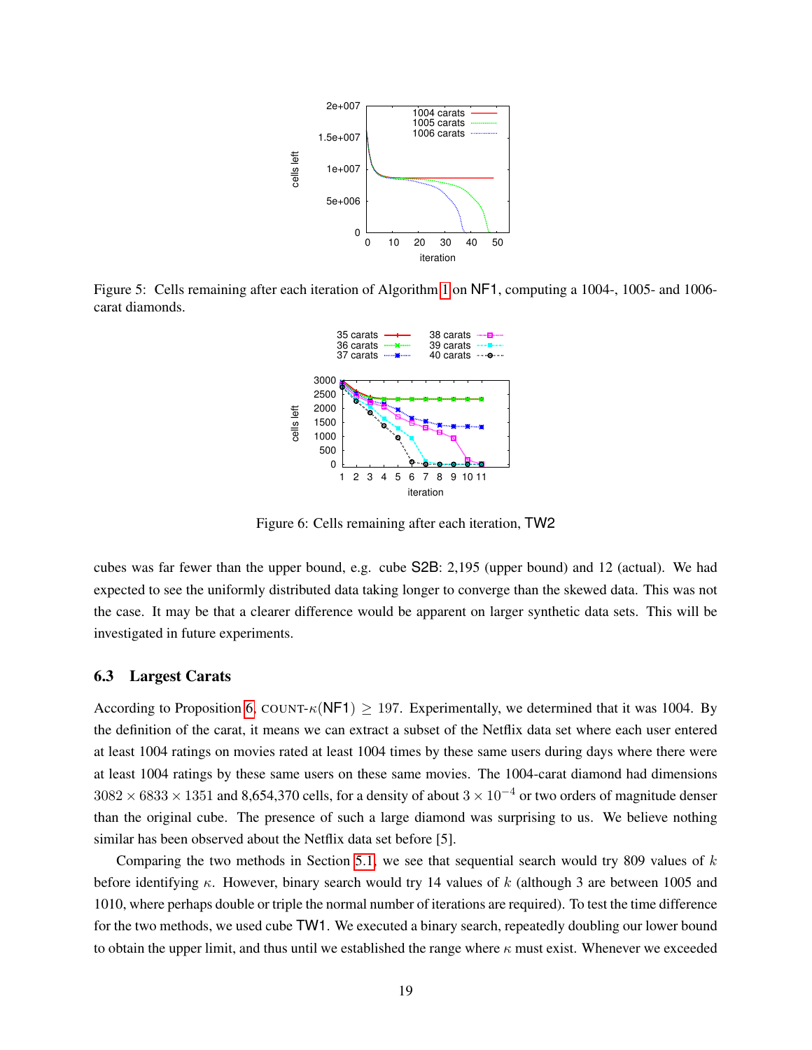Figure 5: Cells remaining after each iteration of Algorithm 1 on NF1, computing a 1004-, 1005- and 1006-carat diamonds.

Figure 6: Cells remaining after each iteration, TW2

cubes was far fewer than the upper bound, e.g. cube S2B: 2,195 (upper bound) and 12 (actual). We had expected to see the uniformly distributed data taking longer to converge than the skewed data. This was not the case. It may be that a clearer difference would be apparent on larger synthetic data sets. This will be investigated in future experiments.

### 6.3 Largest Carats

According to Proposition 6, COUNT-$\kappa$(NF1) $\geq 197$. Experimentally, we determined that it was 1004. By the definition of the carat, it means we can extract a subset of the Netflix data set where each user entered at least 1004 ratings on movies rated at least 1004 times by these same users during days where there were at least 1004 ratings by these same users on these same movies. The 1004-carat diamond had dimensions $3082 \times 6833 \times 1351$ and 8,654,370 cells, for a density of about $3 \times 10^{-4}$ or two orders of magnitude denser than the original cube. The presence of such a large diamond was surprising to us. We believe nothing similar has been observed about the Netflix data set before [5].

Comparing the two methods in Section 5.1, we see that sequential search would try 809 values of $k$ before identifying $\kappa$. However, binary search would try 14 values of $k$ (although 3 are between 1005 and 1010, where perhaps double or triple the normal number of iterations are required). To test the time difference for the two methods, we used cube TW1. We executed a binary search, repeatedly doubling our lower bound to obtain the upper limit, and thus until we established the range where $\kappa$ must exist. Whenever we exceeded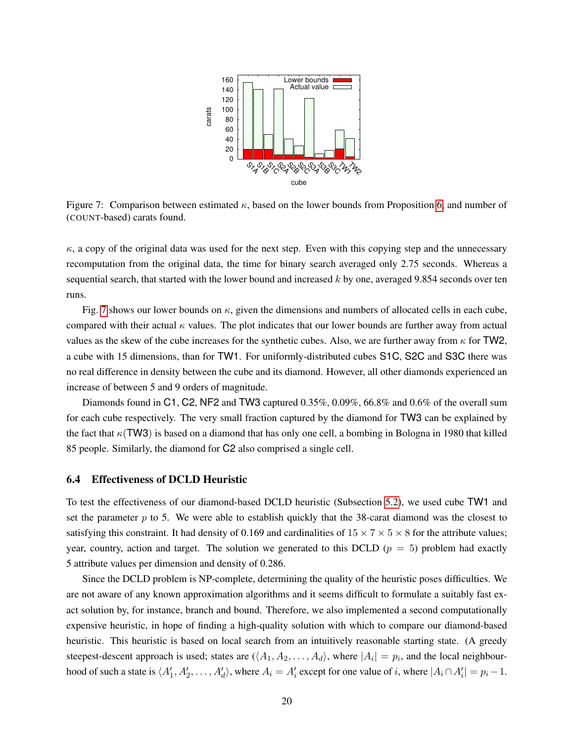Figure 7: Comparison between estimated $\kappa$, based on the lower bounds from Proposition 6, and number of (COUNT-based) carats found.

$\kappa$, a copy of the original data was used for the next step. Even with this copying step and the unnecessary recomputation from the original data, the time for binary search averaged only 2.75 seconds. Whereas a sequential search, that started with the lower bound and increased $k$ by one, averaged 9.854 seconds over ten runs.

Fig. 7 shows our lower bounds on $\kappa$, given the dimensions and numbers of allocated cells in each cube, compared with their actual $\kappa$ values. The plot indicates that our lower bounds are further away from actual values as the skew of the cube increases for the synthetic cubes. Also, we are further away from $\kappa$ for TW2, a cube with 15 dimensions, than for TW1. For uniformly-distributed cubes S1C, S2C and S3C there was no real difference in density between the cube and its diamond. However, all other diamonds experienced an increase of between 5 and 9 orders of magnitude.

Diamonds found in C1, C2, NF2 and TW3 captured 0.35%, 0.09%, 66.8% and 0.6% of the overall sum for each cube respectively. The very small fraction captured by the diamond for TW3 can be explained by the fact that $\kappa$(TW3) is based on a diamond that has only one cell, a bombing in Bologna in 1980 that killed 85 people. Similarly, the diamond for C2 also comprised a single cell.

### 6.4 Effectiveness of DCLD Heuristic

To test the effectiveness of our diamond-based DCLD heuristic (Subsection 5.2), we used cube TW1 and set the parameter $p$ to 5. We were able to establish quickly that the 38-carat diamond was the closest to satisfying this constraint. It had density of 0.169 and cardinalities of $15 \times 7 \times 5 \times 8$ for the attribute values; year, country, action and target. The solution we generated to this DCLD ($p = 5$) problem had exactly 5 attribute values per dimension and density of 0.286.

Since the DCLD problem is NP-complete, determining the quality of the heuristic poses difficulties. We are not aware of any known approximation algorithms and it seems difficult to formulate a suitably fast exact solution by, for instance, branch and bound. Therefore, we also implemented a second computationally expensive heuristic, in hope of finding a high-quality solution with which to compare our diamond-based heuristic. This heuristic is based on local search from an intuitively reasonable starting state. (A greedy steepest-descent approach is used; states are ($\langle A_1, A_2, \ldots, A_d \rangle$, where $|A_i| = p_i$, and the local neighbourhood of such a state is $\langle A'_1, A'_2, \ldots, A'_d \rangle$, where $A_i = A'_i$ except for one value of $i$, where $|A_i \cap A'_i| = p_i - 1$.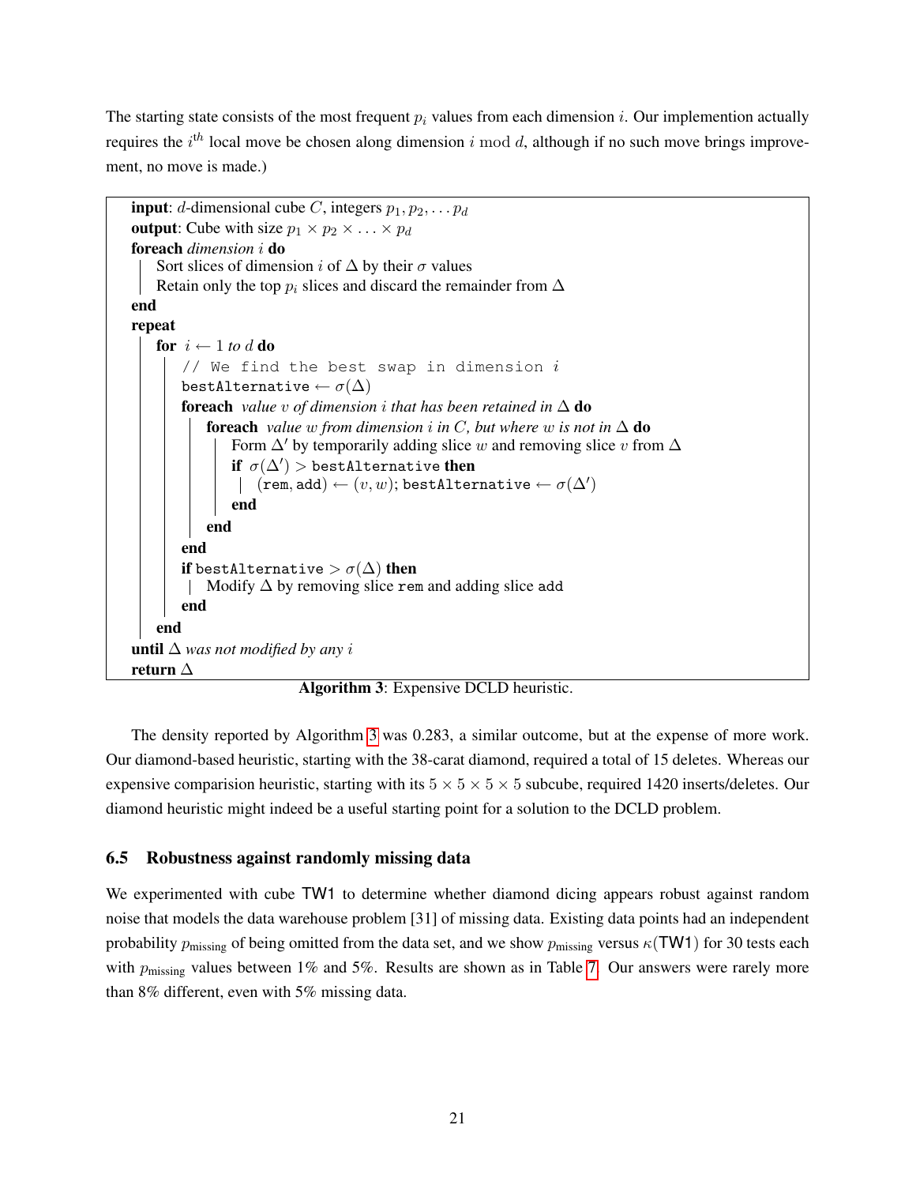The starting state consists of the most frequent $p_i$ values from each dimension $i$. Our implemention actually requires the $i^{th}$ local move be chosen along dimension $i \bmod d$, although if no such move brings improvement, no move is made.)

```
input: d-dimensional cube C, integers p_1, p_2, ... p_d
output: Cube with size p_1 × p_2 × ... × p_d
foreach dimension i do
    Sort slices of dimension i of Δ by their σ values
    Retain only the top p_i slices and discard the remainder from Δ
end
repeat
    for i ← 1 to d do
        // We find the best swap in dimension i
        bestAlternative ← σ(Δ)
        foreach value v of dimension i that has been retained in Δ do
            foreach value w from dimension i in C, but where w is not in Δ do
                Form Δ' by temporarily adding slice w and removing slice v from Δ
                if σ(Δ') > bestAlternative then
                    (rem, add) ← (v, w); bestAlternative ← σ(Δ')
                end
            end
        end
        if bestAlternative > σ(Δ) then
            Modify Δ by removing slice rem and adding slice add
        end
    end
until Δ was not modified by any i
return Δ
```

**Algorithm 3**: Expensive DCLD heuristic.

The density reported by Algorithm 3 was 0.283, a similar outcome, but at the expense of more work. Our diamond-based heuristic, starting with the 38-carat diamond, required a total of 15 deletes. Whereas our expensive comparision heuristic, starting with its $5 \times 5 \times 5 \times 5$ subcube, required 1420 inserts/deletes. Our diamond heuristic might indeed be a useful starting point for a solution to the DCLD problem.

### 6.5 Robustness against randomly missing data

We experimented with cube TW1 to determine whether diamond dicing appears robust against random noise that models the data warehouse problem [31] of missing data. Existing data points had an independent probability $p_{\text{missing}}$ of being omitted from the data set, and we show $p_{\text{missing}}$ versus $\kappa(\text{TW1})$ for 30 tests each with $p_{\text{missing}}$ values between 1% and 5%. Results are shown as in Table 7. Our answers were rarely more than 8% different, even with 5% missing data.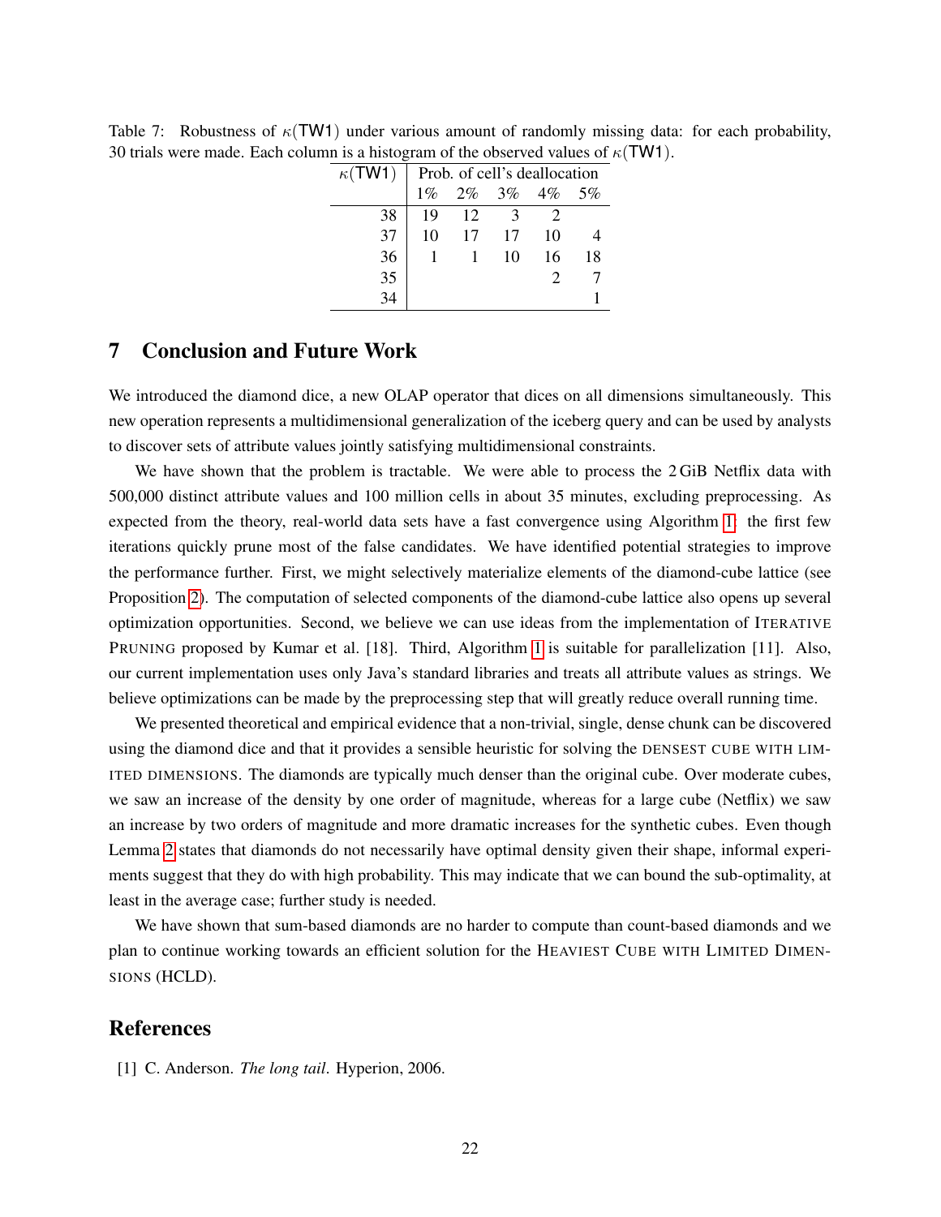Table 7: Robustness of $\kappa(\mathsf{TW1})$ under various amount of randomly missing data: for each probability, 30 trials were made. Each column is a histogram of the observed values of $\kappa(\mathsf{TW1})$.

| $\kappa(\mathsf{TW1})$ | Prob. of cell's deallocation | | | | |
|---|---|---|---|---|---|
| | 1% | 2% | 3% | 4% | 5% |
| 38 | 19 | 12 | 3 | 2 | |
| 37 | 10 | 17 | 17 | 10 | 4 |
| 36 | 1 | 1 | 10 | 16 | 18 |
| 35 | | | | 2 | 7 |
| 34 | | | | | 1 |

## 7 Conclusion and Future Work

We introduced the diamond dice, a new OLAP operator that dices on all dimensions simultaneously. This new operation represents a multidimensional generalization of the iceberg query and can be used by analysts to discover sets of attribute values jointly satisfying multidimensional constraints.

We have shown that the problem is tractable. We were able to process the 2 GiB Netflix data with 500,000 distinct attribute values and 100 million cells in about 35 minutes, excluding preprocessing. As expected from the theory, real-world data sets have a fast convergence using Algorithm 1: the first few iterations quickly prune most of the false candidates. We have identified potential strategies to improve the performance further. First, we might selectively materialize elements of the diamond-cube lattice (see Proposition 2). The computation of selected components of the diamond-cube lattice also opens up several optimization opportunities. Second, we believe we can use ideas from the implementation of ITERATIVE PRUNING proposed by Kumar et al. [18]. Third, Algorithm 1 is suitable for parallelization [11]. Also, our current implementation uses only Java's standard libraries and treats all attribute values as strings. We believe optimizations can be made by the preprocessing step that will greatly reduce overall running time.

We presented theoretical and empirical evidence that a non-trivial, single, dense chunk can be discovered using the diamond dice and that it provides a sensible heuristic for solving the DENSEST CUBE WITH LIMITED DIMENSIONS. The diamonds are typically much denser than the original cube. Over moderate cubes, we saw an increase of the density by one order of magnitude, whereas for a large cube (Netflix) we saw an increase by two orders of magnitude and more dramatic increases for the synthetic cubes. Even though Lemma 2 states that diamonds do not necessarily have optimal density given their shape, informal experiments suggest that they do with high probability. This may indicate that we can bound the sub-optimality, at least in the average case; further study is needed.

We have shown that sum-based diamonds are no harder to compute than count-based diamonds and we plan to continue working towards an efficient solution for the HEAVIEST CUBE WITH LIMITED DIMENSIONS (HCLD).

## References

[1] C. Anderson. *The long tail*. Hyperion, 2006.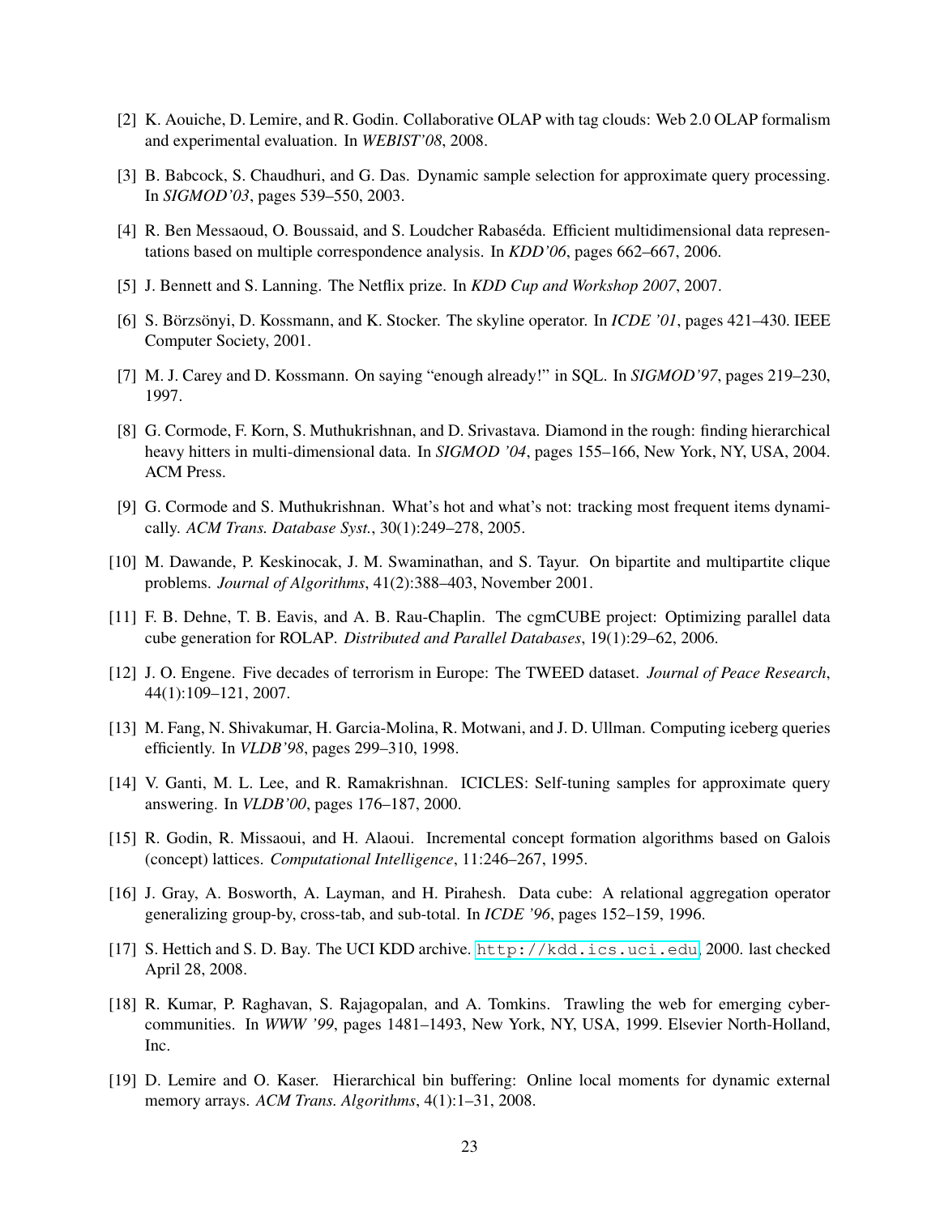[2] K. Aouiche, D. Lemire, and R. Godin. Collaborative OLAP with tag clouds: Web 2.0 OLAP formalism and experimental evaluation. In *WEBIST'08*, 2008.

[3] B. Babcock, S. Chaudhuri, and G. Das. Dynamic sample selection for approximate query processing. In *SIGMOD'03*, pages 539–550, 2003.

[4] R. Ben Messaoud, O. Boussaid, and S. Loudcher Rabaséda. Efficient multidimensional data representations based on multiple correspondence analysis. In *KDD'06*, pages 662–667, 2006.

[5] J. Bennett and S. Lanning. The Netflix prize. In *KDD Cup and Workshop 2007*, 2007.

[6] S. Börzsönyi, D. Kossmann, and K. Stocker. The skyline operator. In *ICDE '01*, pages 421–430. IEEE Computer Society, 2001.

[7] M. J. Carey and D. Kossmann. On saying "enough already!" in SQL. In *SIGMOD'97*, pages 219–230, 1997.

[8] G. Cormode, F. Korn, S. Muthukrishnan, and D. Srivastava. Diamond in the rough: finding hierarchical heavy hitters in multi-dimensional data. In *SIGMOD '04*, pages 155–166, New York, NY, USA, 2004. ACM Press.

[9] G. Cormode and S. Muthukrishnan. What's hot and what's not: tracking most frequent items dynamically. *ACM Trans. Database Syst.*, 30(1):249–278, 2005.

[10] M. Dawande, P. Keskinocak, J. M. Swaminathan, and S. Tayur. On bipartite and multipartite clique problems. *Journal of Algorithms*, 41(2):388–403, November 2001.

[11] F. B. Dehne, T. B. Eavis, and A. B. Rau-Chaplin. The cgmCUBE project: Optimizing parallel data cube generation for ROLAP. *Distributed and Parallel Databases*, 19(1):29–62, 2006.

[12] J. O. Engene. Five decades of terrorism in Europe: The TWEED dataset. *Journal of Peace Research*, 44(1):109–121, 2007.

[13] M. Fang, N. Shivakumar, H. Garcia-Molina, R. Motwani, and J. D. Ullman. Computing iceberg queries efficiently. In *VLDB'98*, pages 299–310, 1998.

[14] V. Ganti, M. L. Lee, and R. Ramakrishnan. ICICLES: Self-tuning samples for approximate query answering. In *VLDB'00*, pages 176–187, 2000.

[15] R. Godin, R. Missaoui, and H. Alaoui. Incremental concept formation algorithms based on Galois (concept) lattices. *Computational Intelligence*, 11:246–267, 1995.

[16] J. Gray, A. Bosworth, A. Layman, and H. Pirahesh. Data cube: A relational aggregation operator generalizing group-by, cross-tab, and sub-total. In *ICDE '96*, pages 152–159, 1996.

[17] S. Hettich and S. D. Bay. The UCI KDD archive. http://kdd.ics.uci.edu, 2000. last checked April 28, 2008.

[18] R. Kumar, P. Raghavan, S. Rajagopalan, and A. Tomkins. Trawling the web for emerging cyber-communities. In *WWW '99*, pages 1481–1493, New York, NY, USA, 1999. Elsevier North-Holland, Inc.

[19] D. Lemire and O. Kaser. Hierarchical bin buffering: Online local moments for dynamic external memory arrays. *ACM Trans. Algorithms*, 4(1):1–31, 2008.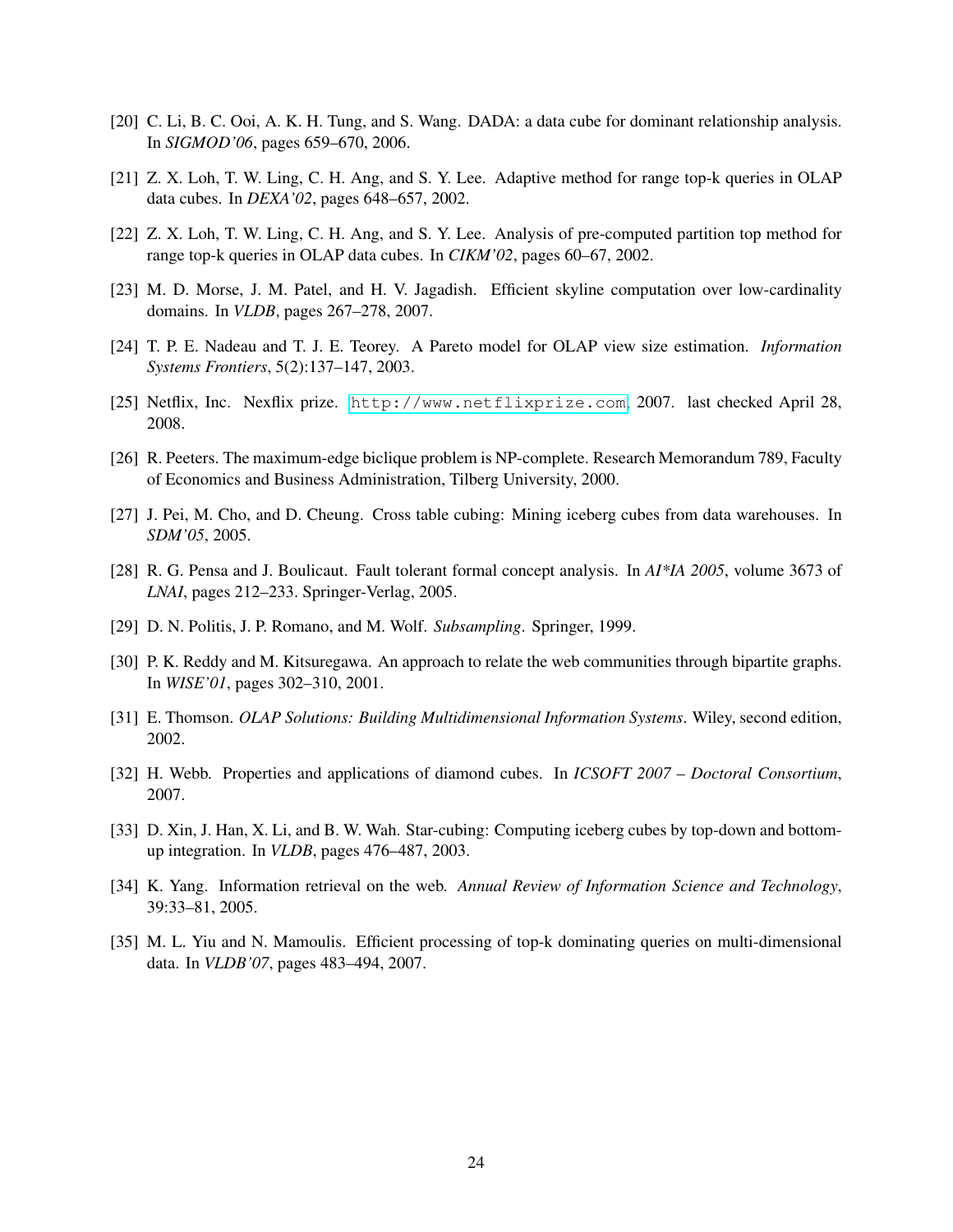[20] C. Li, B. C. Ooi, A. K. H. Tung, and S. Wang. DADA: a data cube for dominant relationship analysis. In *SIGMOD'06*, pages 659–670, 2006.

[21] Z. X. Loh, T. W. Ling, C. H. Ang, and S. Y. Lee. Adaptive method for range top-k queries in OLAP data cubes. In *DEXA'02*, pages 648–657, 2002.

[22] Z. X. Loh, T. W. Ling, C. H. Ang, and S. Y. Lee. Analysis of pre-computed partition top method for range top-k queries in OLAP data cubes. In *CIKM'02*, pages 60–67, 2002.

[23] M. D. Morse, J. M. Patel, and H. V. Jagadish. Efficient skyline computation over low-cardinality domains. In *VLDB*, pages 267–278, 2007.

[24] T. P. E. Nadeau and T. J. E. Teorey. A Pareto model for OLAP view size estimation. *Information Systems Frontiers*, 5(2):137–147, 2003.

[25] Netflix, Inc. Nexflix prize. `http://www.netflixprize.com`, 2007. last checked April 28, 2008.

[26] R. Peeters. The maximum-edge biclique problem is NP-complete. Research Memorandum 789, Faculty of Economics and Business Administration, Tilberg University, 2000.

[27] J. Pei, M. Cho, and D. Cheung. Cross table cubing: Mining iceberg cubes from data warehouses. In *SDM'05*, 2005.

[28] R. G. Pensa and J. Boulicaut. Fault tolerant formal concept analysis. In *AI*IA 2005*, volume 3673 of *LNAI*, pages 212–233. Springer-Verlag, 2005.

[29] D. N. Politis, J. P. Romano, and M. Wolf. *Subsampling*. Springer, 1999.

[30] P. K. Reddy and M. Kitsuregawa. An approach to relate the web communities through bipartite graphs. In *WISE'01*, pages 302–310, 2001.

[31] E. Thomson. *OLAP Solutions: Building Multidimensional Information Systems*. Wiley, second edition, 2002.

[32] H. Webb. Properties and applications of diamond cubes. In *ICSOFT 2007 – Doctoral Consortium*, 2007.

[33] D. Xin, J. Han, X. Li, and B. W. Wah. Star-cubing: Computing iceberg cubes by top-down and bottom-up integration. In *VLDB*, pages 476–487, 2003.

[34] K. Yang. Information retrieval on the web. *Annual Review of Information Science and Technology*, 39:33–81, 2005.

[35] M. L. Yiu and N. Mamoulis. Efficient processing of top-k dominating queries on multi-dimensional data. In *VLDB'07*, pages 483–494, 2007.